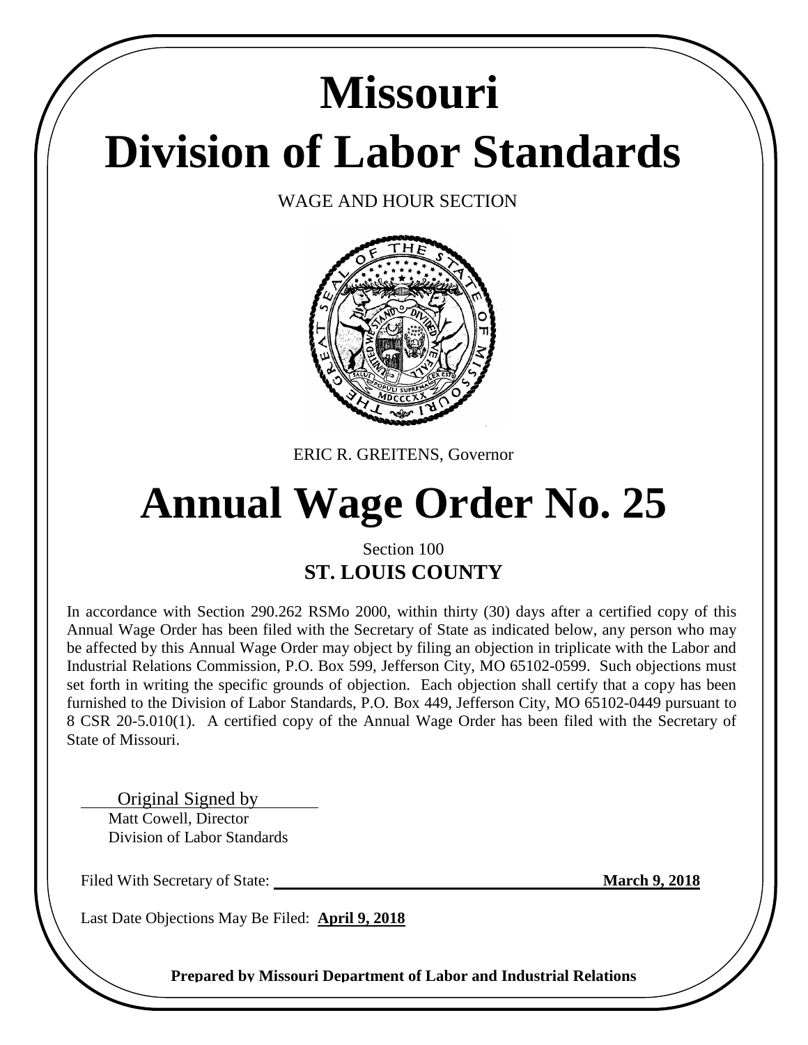# Missouri

# Division of Labor Standards

WAGE AND HOUR SECTION

ERIC R. GREITENS, Governor

# Annual Wage Order No. 25

Section 100

**ST. LOUIS COUNTY**

In accordance with Section 290.262 RSMo 2000, within thirty (30) days after a certified copy of this Annual Wage Order has been filed with the Secretary of State as indicated below, any person who may be affected by this Annual Wage Order may object by filing an objection in triplicate with the Labor and Industrial Relations Commission, P.O. Box 599, Jefferson City, MO 65102-0599. Such objections must set forth in writing the specific grounds of objection. Each objection shall certify that a copy has been furnished to the Division of Labor Standards, P.O. Box 449, Jefferson City, MO 65102-0449 pursuant to 8 CSR 20-5.010(1). A certified copy of the Annual Wage Order has been filed with the Secretary of State of Missouri.

Original Signed by

Matt Cowell, Director
Division of Labor Standards

Filed With Secretary of State: **March 9, 2018**

Last Date Objections May Be Filed: **April 9, 2018**

**Prepared by Missouri Department of Labor and Industrial Relations**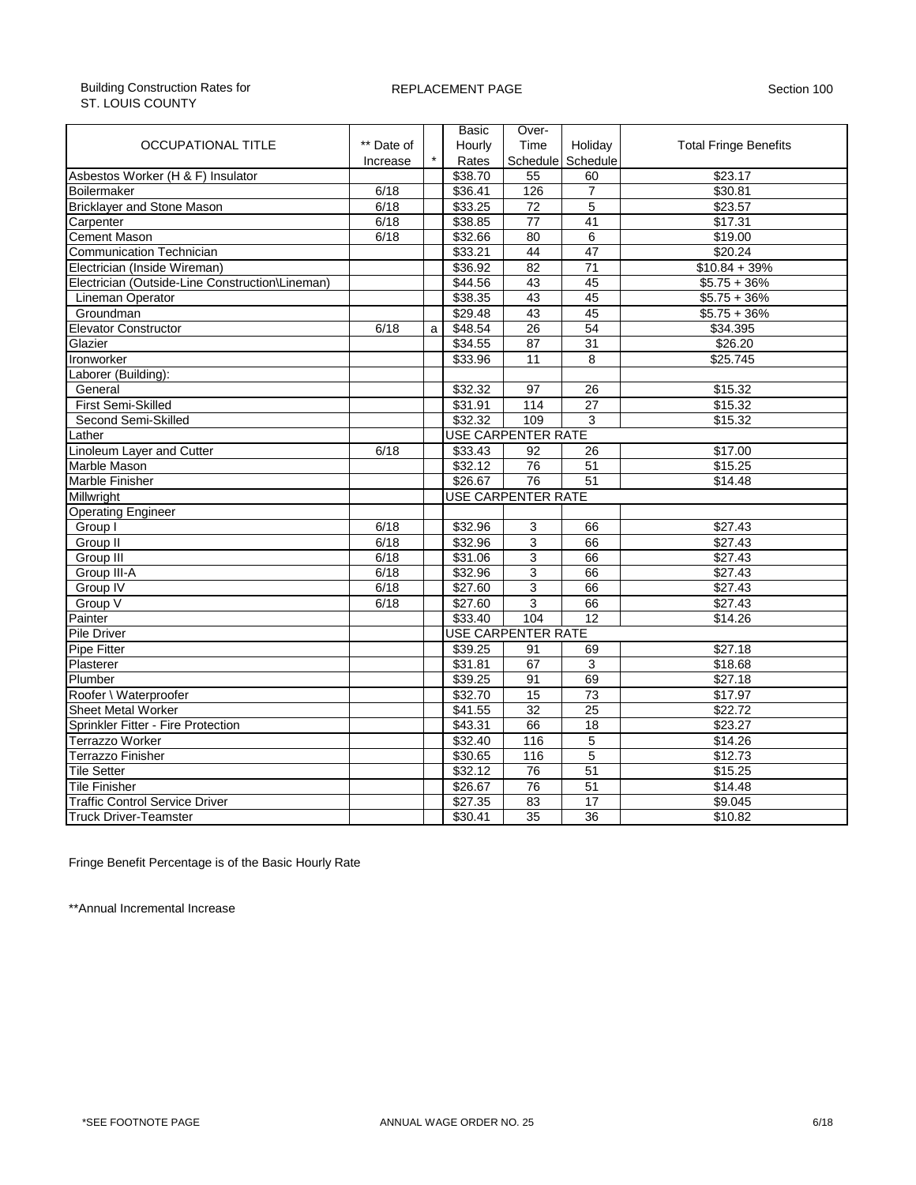Building Construction Rates for ST. LOUIS COUNTY

REPLACEMENT PAGE

Section 100

| OCCUPATIONAL TITLE | ** Date of Increase | * | Basic Hourly Rates | Over-Time Schedule | Holiday Schedule | Total Fringe Benefits |
|---|---|---|---|---|---|---|
| Asbestos Worker (H & F) Insulator | | | $38.70 | 55 | 60 | $23.17 |
| Boilermaker | 6/18 | | $36.41 | 126 | 7 | $30.81 |
| Bricklayer and Stone Mason | 6/18 | | $33.25 | 72 | 5 | $23.57 |
| Carpenter | 6/18 | | $38.85 | 77 | 41 | $17.31 |
| Cement Mason | 6/18 | | $32.66 | 80 | 6 | $19.00 |
| Communication Technician | | | $33.21 | 44 | 47 | $20.24 |
| Electrician (Inside Wireman) | | | $36.92 | 82 | 71 | $10.84 + 39% |
| Electrician (Outside-Line Construction\Lineman) | | | $44.56 | 43 | 45 | $5.75 + 36% |
| Lineman Operator | | | $38.35 | 43 | 45 | $5.75 + 36% |
| Groundman | | | $29.48 | 43 | 45 | $5.75 + 36% |
| Elevator Constructor | 6/18 | a | $48.54 | 26 | 54 | $34.395 |
| Glazier | | | $34.55 | 87 | 31 | $26.20 |
| Ironworker | | | $33.96 | 11 | 8 | $25.745 |
| Laborer (Building): | | | | | | |
| General | | | $32.32 | 97 | 26 | $15.32 |
| First Semi-Skilled | | | $31.91 | 114 | 27 | $15.32 |
| Second Semi-Skilled | | | $32.32 | 109 | 3 | $15.32 |
| Lather | | | USE CARPENTER RATE | | | |
| Linoleum Layer and Cutter | 6/18 | | $33.43 | 92 | 26 | $17.00 |
| Marble Mason | | | $32.12 | 76 | 51 | $15.25 |
| Marble Finisher | | | $26.67 | 76 | 51 | $14.48 |
| Millwright | | | USE CARPENTER RATE | | | |
| Operating Engineer | | | | | | |
| Group I | 6/18 | | $32.96 | 3 | 66 | $27.43 |
| Group II | 6/18 | | $32.96 | 3 | 66 | $27.43 |
| Group III | 6/18 | | $31.06 | 3 | 66 | $27.43 |
| Group III-A | 6/18 | | $32.96 | 3 | 66 | $27.43 |
| Group IV | 6/18 | | $27.60 | 3 | 66 | $27.43 |
| Group V | 6/18 | | $27.60 | 3 | 66 | $27.43 |
| Painter | | | $33.40 | 104 | 12 | $14.26 |
| Pile Driver | | | USE CARPENTER RATE | | | |
| Pipe Fitter | | | $39.25 | 91 | 69 | $27.18 |
| Plasterer | | | $31.81 | 67 | 3 | $18.68 |
| Plumber | | | $39.25 | 91 | 69 | $27.18 |
| Roofer \ Waterproofer | | | $32.70 | 15 | 73 | $17.97 |
| Sheet Metal Worker | | | $41.55 | 32 | 25 | $22.72 |
| Sprinkler Fitter - Fire Protection | | | $43.31 | 66 | 18 | $23.27 |
| Terrazzo Worker | | | $32.40 | 116 | 5 | $14.26 |
| Terrazzo Finisher | | | $30.65 | 116 | 5 | $12.73 |
| Tile Setter | | | $32.12 | 76 | 51 | $15.25 |
| Tile Finisher | | | $26.67 | 76 | 51 | $14.48 |
| Traffic Control Service Driver | | | $27.35 | 83 | 17 | $9.045 |
| Truck Driver-Teamster | | | $30.41 | 35 | 36 | $10.82 |

Fringe Benefit Percentage is of the Basic Hourly Rate

**Annual Incremental Increase

*SEE FOOTNOTE PAGE

ANNUAL WAGE ORDER NO. 25

6/18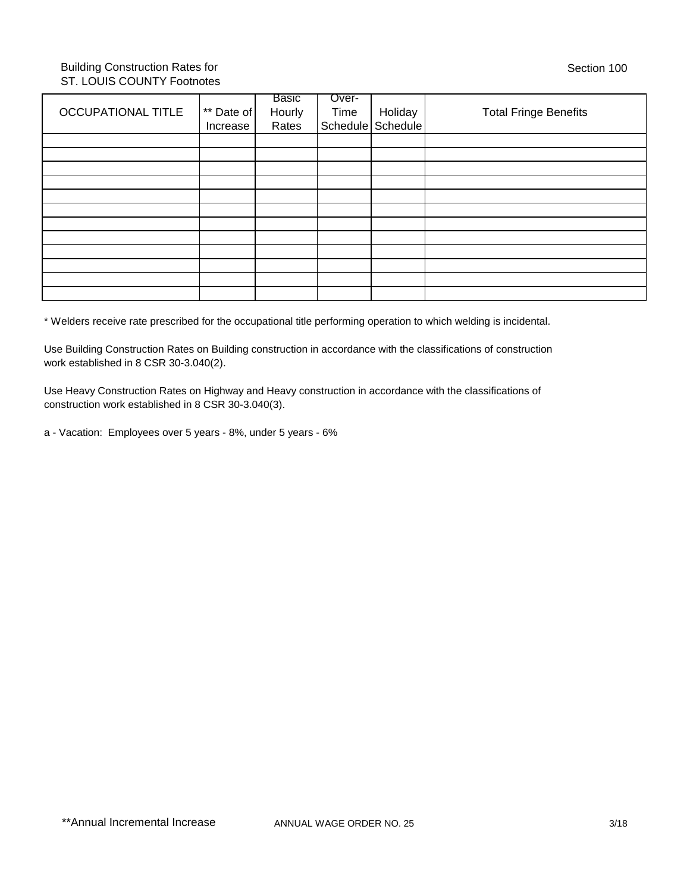Building Construction Rates for
ST. LOUIS COUNTY Footnotes

Section 100

| OCCUPATIONAL TITLE | ** Date of Increase | Basic Hourly Rates | Over-Time Schedule | Holiday Schedule | Total Fringe Benefits |
|---|---|---|---|---|---|
| | | | | | |
| | | | | | |
| | | | | | |
| | | | | | |
| | | | | | |
| | | | | | |
| | | | | | |
| | | | | | |
| | | | | | |
| | | | | | |
| | | | | | |
| | | | | | |

* Welders receive rate prescribed for the occupational title performing operation to which welding is incidental.

Use Building Construction Rates on Building construction in accordance with the classifications of construction work established in 8 CSR 30-3.040(2).

Use Heavy Construction Rates on Highway and Heavy construction in accordance with the classifications of construction work established in 8 CSR 30-3.040(3).

a - Vacation: Employees over 5 years - 8%, under 5 years - 6%

**Annual Incremental Increase

ANNUAL WAGE ORDER NO. 25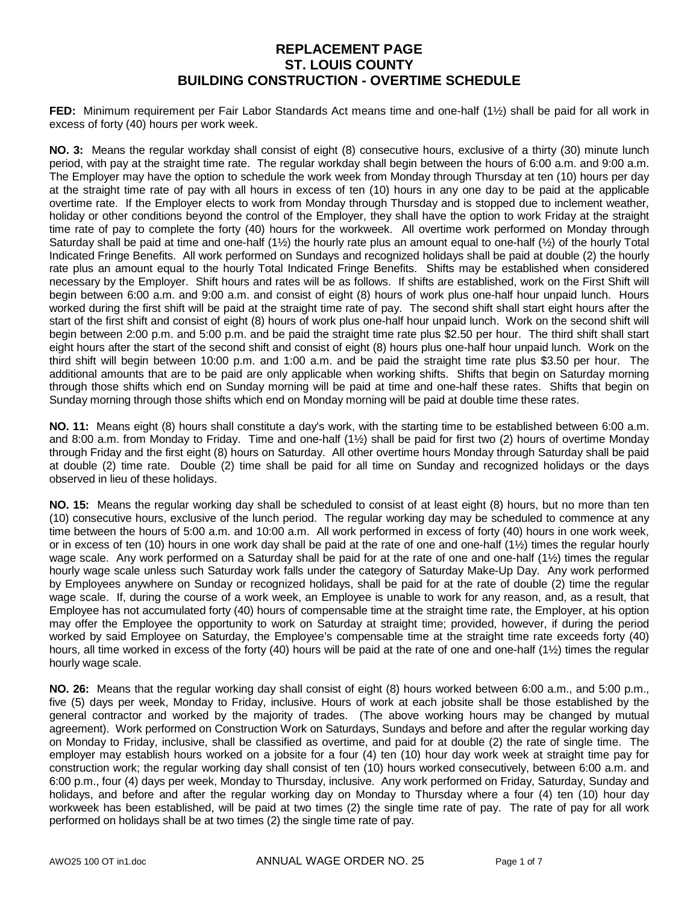# REPLACEMENT PAGE
# ST. LOUIS COUNTY
# BUILDING CONSTRUCTION - OVERTIME SCHEDULE

**FED:** Minimum requirement per Fair Labor Standards Act means time and one-half (1½) shall be paid for all work in excess of forty (40) hours per work week.

**NO. 3:** Means the regular workday shall consist of eight (8) consecutive hours, exclusive of a thirty (30) minute lunch period, with pay at the straight time rate. The regular workday shall begin between the hours of 6:00 a.m. and 9:00 a.m. The Employer may have the option to schedule the work week from Monday through Thursday at ten (10) hours per day at the straight time rate of pay with all hours in excess of ten (10) hours in any one day to be paid at the applicable overtime rate. If the Employer elects to work from Monday through Thursday and is stopped due to inclement weather, holiday or other conditions beyond the control of the Employer, they shall have the option to work Friday at the straight time rate of pay to complete the forty (40) hours for the workweek. All overtime work performed on Monday through Saturday shall be paid at time and one-half (1½) the hourly rate plus an amount equal to one-half (½) of the hourly Total Indicated Fringe Benefits. All work performed on Sundays and recognized holidays shall be paid at double (2) the hourly rate plus an amount equal to the hourly Total Indicated Fringe Benefits. Shifts may be established when considered necessary by the Employer. Shift hours and rates will be as follows. If shifts are established, work on the First Shift will begin between 6:00 a.m. and 9:00 a.m. and consist of eight (8) hours of work plus one-half hour unpaid lunch. Hours worked during the first shift will be paid at the straight time rate of pay. The second shift shall start eight hours after the start of the first shift and consist of eight (8) hours of work plus one-half hour unpaid lunch. Work on the second shift will begin between 2:00 p.m. and 5:00 p.m. and be paid the straight time rate plus $2.50 per hour. The third shift shall start eight hours after the start of the second shift and consist of eight (8) hours plus one-half hour unpaid lunch. Work on the third shift will begin between 10:00 p.m. and 1:00 a.m. and be paid the straight time rate plus $3.50 per hour. The additional amounts that are to be paid are only applicable when working shifts. Shifts that begin on Saturday morning through those shifts which end on Sunday morning will be paid at time and one-half these rates. Shifts that begin on Sunday morning through those shifts which end on Monday morning will be paid at double time these rates.

**NO. 11:** Means eight (8) hours shall constitute a day's work, with the starting time to be established between 6:00 a.m. and 8:00 a.m. from Monday to Friday. Time and one-half (1½) shall be paid for first two (2) hours of overtime Monday through Friday and the first eight (8) hours on Saturday. All other overtime hours Monday through Saturday shall be paid at double (2) time rate. Double (2) time shall be paid for all time on Sunday and recognized holidays or the days observed in lieu of these holidays.

**NO. 15:** Means the regular working day shall be scheduled to consist of at least eight (8) hours, but no more than ten (10) consecutive hours, exclusive of the lunch period. The regular working day may be scheduled to commence at any time between the hours of 5:00 a.m. and 10:00 a.m. All work performed in excess of forty (40) hours in one work week, or in excess of ten (10) hours in one work day shall be paid at the rate of one and one-half (1½) times the regular hourly wage scale. Any work performed on a Saturday shall be paid for at the rate of one and one-half (1½) times the regular hourly wage scale unless such Saturday work falls under the category of Saturday Make-Up Day. Any work performed by Employees anywhere on Sunday or recognized holidays, shall be paid for at the rate of double (2) time the regular wage scale. If, during the course of a work week, an Employee is unable to work for any reason, and, as a result, that Employee has not accumulated forty (40) hours of compensable time at the straight time rate, the Employer, at his option may offer the Employee the opportunity to work on Saturday at straight time; provided, however, if during the period worked by said Employee on Saturday, the Employee's compensable time at the straight time rate exceeds forty (40) hours, all time worked in excess of the forty (40) hours will be paid at the rate of one and one-half (1½) times the regular hourly wage scale.

**NO. 26:** Means that the regular working day shall consist of eight (8) hours worked between 6:00 a.m., and 5:00 p.m., five (5) days per week, Monday to Friday, inclusive. Hours of work at each jobsite shall be those established by the general contractor and worked by the majority of trades. (The above working hours may be changed by mutual agreement). Work performed on Construction Work on Saturdays, Sundays and before and after the regular working day on Monday to Friday, inclusive, shall be classified as overtime, and paid for at double (2) the rate of single time. The employer may establish hours worked on a jobsite for a four (4) ten (10) hour day work week at straight time pay for construction work; the regular working day shall consist of ten (10) hours worked consecutively, between 6:00 a.m. and 6:00 p.m., four (4) days per week, Monday to Thursday, inclusive. Any work performed on Friday, Saturday, Sunday and holidays, and before and after the regular working day on Monday to Thursday where a four (4) ten (10) hour day workweek has been established, will be paid at two times (2) the single time rate of pay. The rate of pay for all work performed on holidays shall be at two times (2) the single time rate of pay.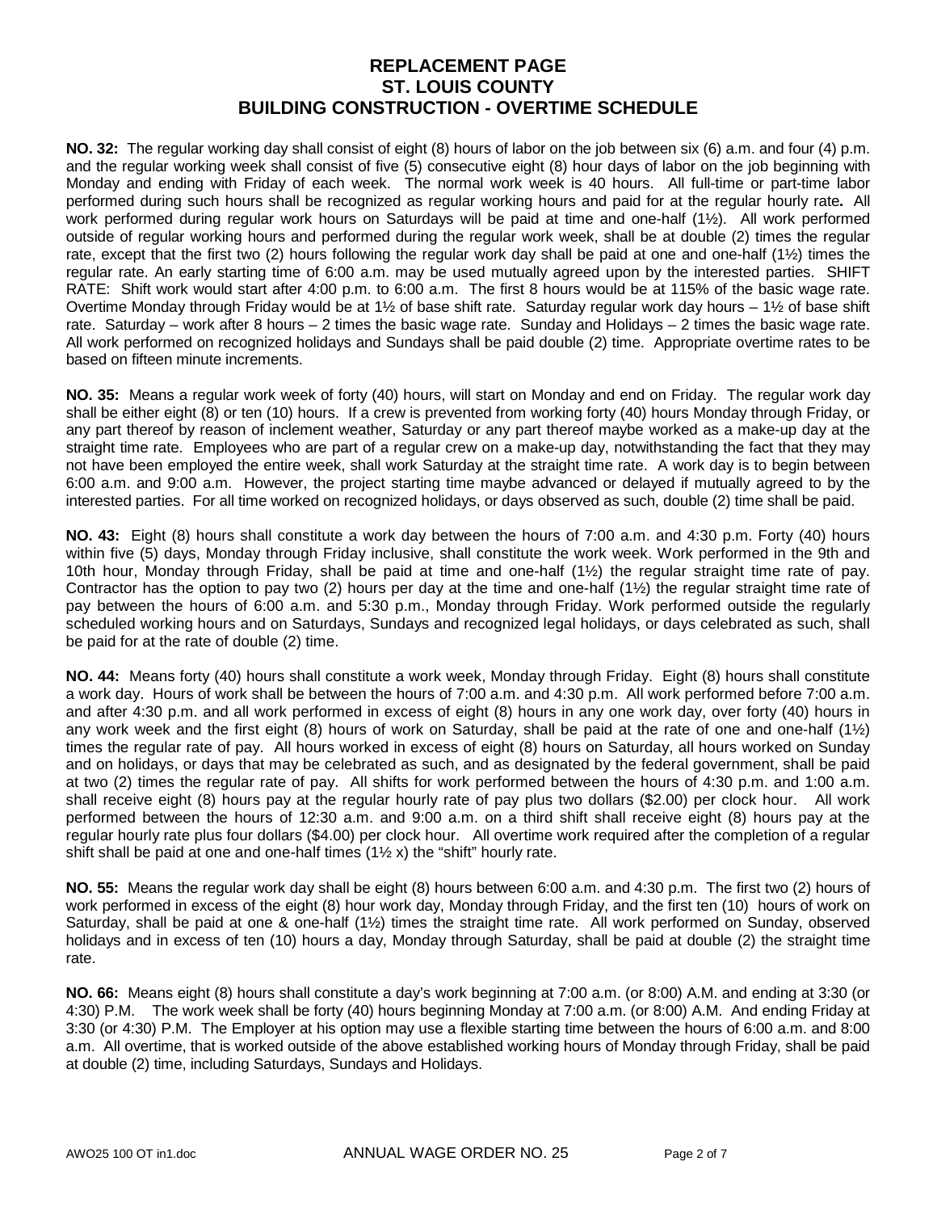# REPLACEMENT PAGE
# ST. LOUIS COUNTY
# BUILDING CONSTRUCTION - OVERTIME SCHEDULE

**NO. 32:** The regular working day shall consist of eight (8) hours of labor on the job between six (6) a.m. and four (4) p.m. and the regular working week shall consist of five (5) consecutive eight (8) hour days of labor on the job beginning with Monday and ending with Friday of each week. The normal work week is 40 hours. All full-time or part-time labor performed during such hours shall be recognized as regular working hours and paid for at the regular hourly rate**.** All work performed during regular work hours on Saturdays will be paid at time and one-half (1½). All work performed outside of regular working hours and performed during the regular work week, shall be at double (2) times the regular rate, except that the first two (2) hours following the regular work day shall be paid at one and one-half (1½) times the regular rate. An early starting time of 6:00 a.m. may be used mutually agreed upon by the interested parties. SHIFT RATE: Shift work would start after 4:00 p.m. to 6:00 a.m. The first 8 hours would be at 115% of the basic wage rate. Overtime Monday through Friday would be at 1½ of base shift rate. Saturday regular work day hours – 1½ of base shift rate. Saturday – work after 8 hours – 2 times the basic wage rate. Sunday and Holidays – 2 times the basic wage rate. All work performed on recognized holidays and Sundays shall be paid double (2) time. Appropriate overtime rates to be based on fifteen minute increments.

**NO. 35:** Means a regular work week of forty (40) hours, will start on Monday and end on Friday. The regular work day shall be either eight (8) or ten (10) hours. If a crew is prevented from working forty (40) hours Monday through Friday, or any part thereof by reason of inclement weather, Saturday or any part thereof maybe worked as a make-up day at the straight time rate. Employees who are part of a regular crew on a make-up day, notwithstanding the fact that they may not have been employed the entire week, shall work Saturday at the straight time rate. A work day is to begin between 6:00 a.m. and 9:00 a.m. However, the project starting time maybe advanced or delayed if mutually agreed to by the interested parties. For all time worked on recognized holidays, or days observed as such, double (2) time shall be paid.

**NO. 43:** Eight (8) hours shall constitute a work day between the hours of 7:00 a.m. and 4:30 p.m. Forty (40) hours within five (5) days, Monday through Friday inclusive, shall constitute the work week. Work performed in the 9th and 10th hour, Monday through Friday, shall be paid at time and one-half (1½) the regular straight time rate of pay. Contractor has the option to pay two (2) hours per day at the time and one-half (1½) the regular straight time rate of pay between the hours of 6:00 a.m. and 5:30 p.m., Monday through Friday. Work performed outside the regularly scheduled working hours and on Saturdays, Sundays and recognized legal holidays, or days celebrated as such, shall be paid for at the rate of double (2) time.

**NO. 44:** Means forty (40) hours shall constitute a work week, Monday through Friday. Eight (8) hours shall constitute a work day. Hours of work shall be between the hours of 7:00 a.m. and 4:30 p.m. All work performed before 7:00 a.m. and after 4:30 p.m. and all work performed in excess of eight (8) hours in any one work day, over forty (40) hours in any work week and the first eight (8) hours of work on Saturday, shall be paid at the rate of one and one-half (1½) times the regular rate of pay. All hours worked in excess of eight (8) hours on Saturday, all hours worked on Sunday and on holidays, or days that may be celebrated as such, and as designated by the federal government, shall be paid at two (2) times the regular rate of pay. All shifts for work performed between the hours of 4:30 p.m. and 1:00 a.m. shall receive eight (8) hours pay at the regular hourly rate of pay plus two dollars ($2.00) per clock hour. All work performed between the hours of 12:30 a.m. and 9:00 a.m. on a third shift shall receive eight (8) hours pay at the regular hourly rate plus four dollars ($4.00) per clock hour. All overtime work required after the completion of a regular shift shall be paid at one and one-half times (1½ x) the "shift" hourly rate.

**NO. 55:** Means the regular work day shall be eight (8) hours between 6:00 a.m. and 4:30 p.m. The first two (2) hours of work performed in excess of the eight (8) hour work day, Monday through Friday, and the first ten (10) hours of work on Saturday, shall be paid at one & one-half (1½) times the straight time rate. All work performed on Sunday, observed holidays and in excess of ten (10) hours a day, Monday through Saturday, shall be paid at double (2) the straight time rate.

**NO. 66:** Means eight (8) hours shall constitute a day's work beginning at 7:00 a.m. (or 8:00) A.M. and ending at 3:30 (or 4:30) P.M. The work week shall be forty (40) hours beginning Monday at 7:00 a.m. (or 8:00) A.M. And ending Friday at 3:30 (or 4:30) P.M. The Employer at his option may use a flexible starting time between the hours of 6:00 a.m. and 8:00 a.m. All overtime, that is worked outside of the above established working hours of Monday through Friday, shall be paid at double (2) time, including Saturdays, Sundays and Holidays.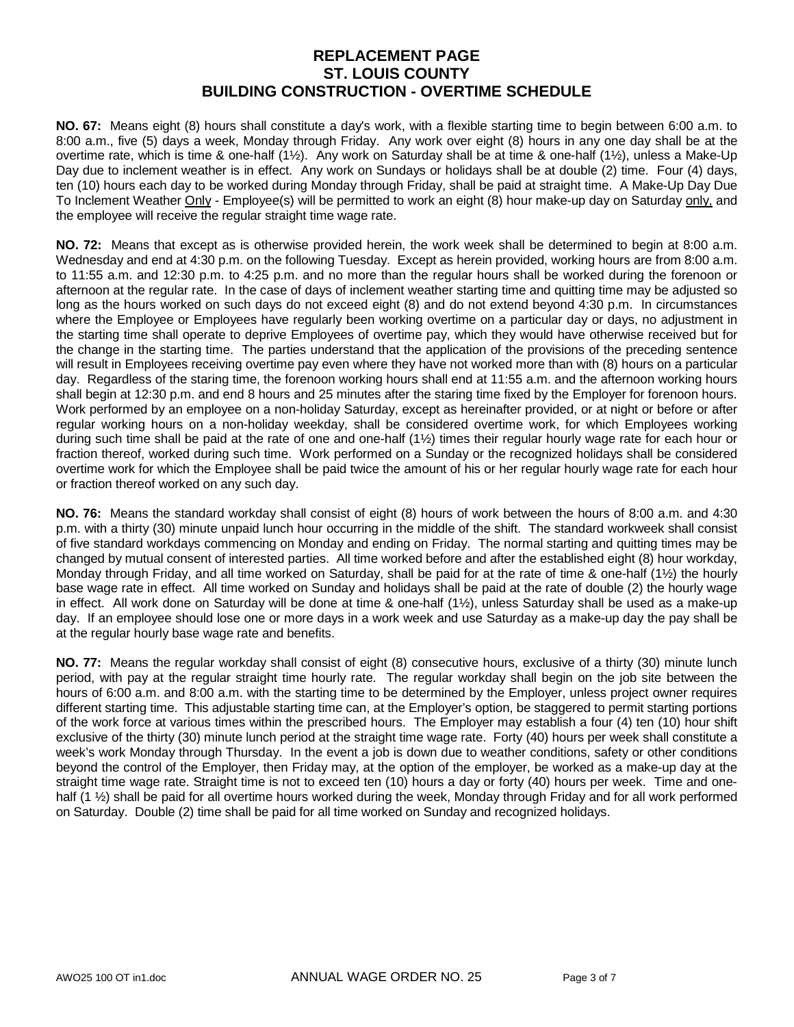# REPLACEMENT PAGE
# ST. LOUIS COUNTY
# BUILDING CONSTRUCTION - OVERTIME SCHEDULE

**NO. 67:** Means eight (8) hours shall constitute a day's work, with a flexible starting time to begin between 6:00 a.m. to 8:00 a.m., five (5) days a week, Monday through Friday. Any work over eight (8) hours in any one day shall be at the overtime rate, which is time & one-half (1½). Any work on Saturday shall be at time & one-half (1½), unless a Make-Up Day due to inclement weather is in effect. Any work on Sundays or holidays shall be at double (2) time. Four (4) days, ten (10) hours each day to be worked during Monday through Friday, shall be paid at straight time. A Make-Up Day Due To Inclement Weather Only - Employee(s) will be permitted to work an eight (8) hour make-up day on Saturday only, and the employee will receive the regular straight time wage rate.

**NO. 72:** Means that except as is otherwise provided herein, the work week shall be determined to begin at 8:00 a.m. Wednesday and end at 4:30 p.m. on the following Tuesday. Except as herein provided, working hours are from 8:00 a.m. to 11:55 a.m. and 12:30 p.m. to 4:25 p.m. and no more than the regular hours shall be worked during the forenoon or afternoon at the regular rate. In the case of days of inclement weather starting time and quitting time may be adjusted so long as the hours worked on such days do not exceed eight (8) and do not extend beyond 4:30 p.m. In circumstances where the Employee or Employees have regularly been working overtime on a particular day or days, no adjustment in the starting time shall operate to deprive Employees of overtime pay, which they would have otherwise received but for the change in the starting time. The parties understand that the application of the provisions of the preceding sentence will result in Employees receiving overtime pay even where they have not worked more than with (8) hours on a particular day. Regardless of the staring time, the forenoon working hours shall end at 11:55 a.m. and the afternoon working hours shall begin at 12:30 p.m. and end 8 hours and 25 minutes after the staring time fixed by the Employer for forenoon hours. Work performed by an employee on a non-holiday Saturday, except as hereinafter provided, or at night or before or after regular working hours on a non-holiday weekday, shall be considered overtime work, for which Employees working during such time shall be paid at the rate of one and one-half (1½) times their regular hourly wage rate for each hour or fraction thereof, worked during such time. Work performed on a Sunday or the recognized holidays shall be considered overtime work for which the Employee shall be paid twice the amount of his or her regular hourly wage rate for each hour or fraction thereof worked on any such day.

**NO. 76:** Means the standard workday shall consist of eight (8) hours of work between the hours of 8:00 a.m. and 4:30 p.m. with a thirty (30) minute unpaid lunch hour occurring in the middle of the shift. The standard workweek shall consist of five standard workdays commencing on Monday and ending on Friday. The normal starting and quitting times may be changed by mutual consent of interested parties. All time worked before and after the established eight (8) hour workday, Monday through Friday, and all time worked on Saturday, shall be paid for at the rate of time & one-half (1½) the hourly base wage rate in effect. All time worked on Sunday and holidays shall be paid at the rate of double (2) the hourly wage in effect. All work done on Saturday will be done at time & one-half (1½), unless Saturday shall be used as a make-up day. If an employee should lose one or more days in a work week and use Saturday as a make-up day the pay shall be at the regular hourly base wage rate and benefits.

**NO. 77:** Means the regular workday shall consist of eight (8) consecutive hours, exclusive of a thirty (30) minute lunch period, with pay at the regular straight time hourly rate. The regular workday shall begin on the job site between the hours of 6:00 a.m. and 8:00 a.m. with the starting time to be determined by the Employer, unless project owner requires different starting time. This adjustable starting time can, at the Employer's option, be staggered to permit starting portions of the work force at various times within the prescribed hours. The Employer may establish a four (4) ten (10) hour shift exclusive of the thirty (30) minute lunch period at the straight time wage rate. Forty (40) hours per week shall constitute a week's work Monday through Thursday. In the event a job is down due to weather conditions, safety or other conditions beyond the control of the Employer, then Friday may, at the option of the employer, be worked as a make-up day at the straight time wage rate. Straight time is not to exceed ten (10) hours a day or forty (40) hours per week. Time and one-half (1 ½) shall be paid for all overtime hours worked during the week, Monday through Friday and for all work performed on Saturday. Double (2) time shall be paid for all time worked on Sunday and recognized holidays.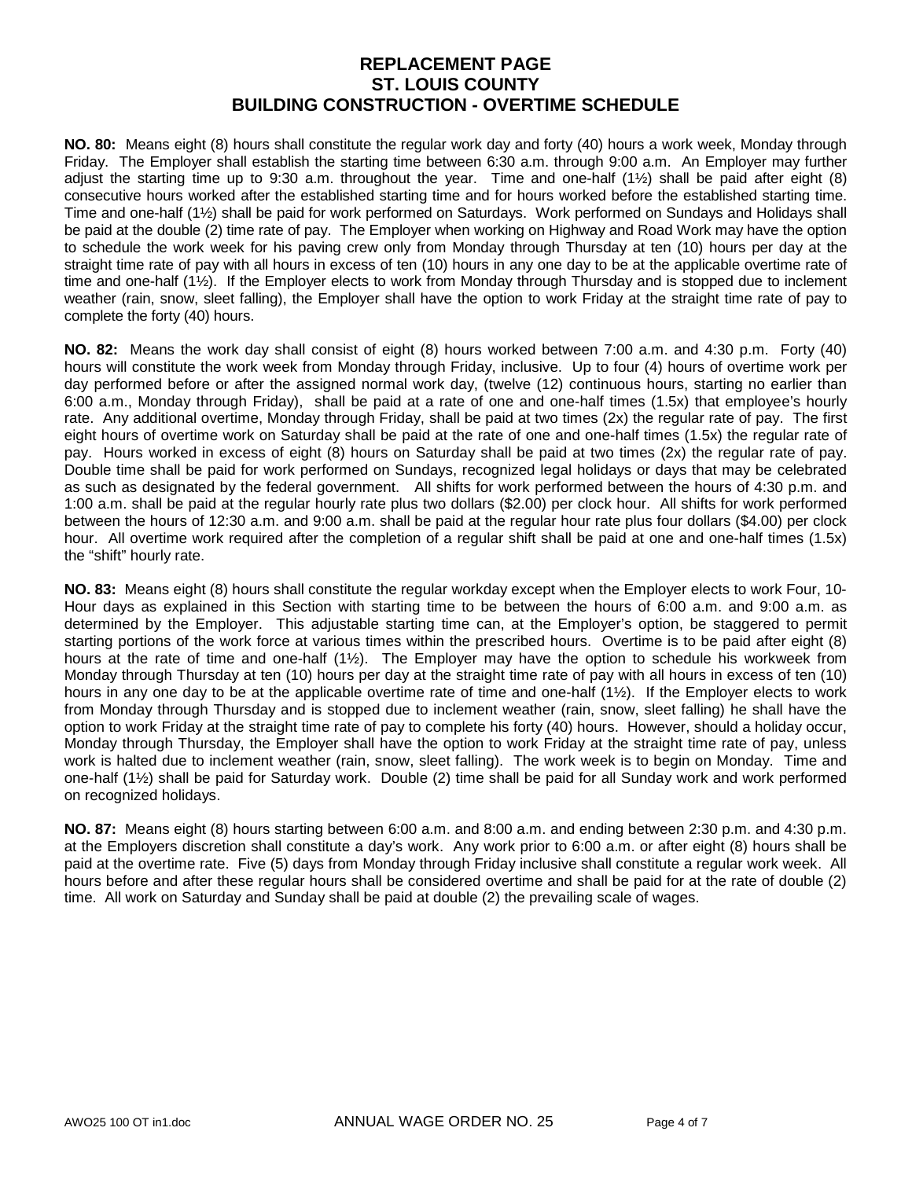# REPLACEMENT PAGE
# ST. LOUIS COUNTY
# BUILDING CONSTRUCTION - OVERTIME SCHEDULE

**NO. 80:** Means eight (8) hours shall constitute the regular work day and forty (40) hours a work week, Monday through Friday. The Employer shall establish the starting time between 6:30 a.m. through 9:00 a.m. An Employer may further adjust the starting time up to 9:30 a.m. throughout the year. Time and one-half (1½) shall be paid after eight (8) consecutive hours worked after the established starting time and for hours worked before the established starting time. Time and one-half (1½) shall be paid for work performed on Saturdays. Work performed on Sundays and Holidays shall be paid at the double (2) time rate of pay. The Employer when working on Highway and Road Work may have the option to schedule the work week for his paving crew only from Monday through Thursday at ten (10) hours per day at the straight time rate of pay with all hours in excess of ten (10) hours in any one day to be at the applicable overtime rate of time and one-half (1½). If the Employer elects to work from Monday through Thursday and is stopped due to inclement weather (rain, snow, sleet falling), the Employer shall have the option to work Friday at the straight time rate of pay to complete the forty (40) hours.

**NO. 82:** Means the work day shall consist of eight (8) hours worked between 7:00 a.m. and 4:30 p.m. Forty (40) hours will constitute the work week from Monday through Friday, inclusive. Up to four (4) hours of overtime work per day performed before or after the assigned normal work day, (twelve (12) continuous hours, starting no earlier than 6:00 a.m., Monday through Friday), shall be paid at a rate of one and one-half times (1.5x) that employee's hourly rate. Any additional overtime, Monday through Friday, shall be paid at two times (2x) the regular rate of pay. The first eight hours of overtime work on Saturday shall be paid at the rate of one and one-half times (1.5x) the regular rate of pay. Hours worked in excess of eight (8) hours on Saturday shall be paid at two times (2x) the regular rate of pay. Double time shall be paid for work performed on Sundays, recognized legal holidays or days that may be celebrated as such as designated by the federal government. All shifts for work performed between the hours of 4:30 p.m. and 1:00 a.m. shall be paid at the regular hourly rate plus two dollars ($2.00) per clock hour. All shifts for work performed between the hours of 12:30 a.m. and 9:00 a.m. shall be paid at the regular hour rate plus four dollars ($4.00) per clock hour. All overtime work required after the completion of a regular shift shall be paid at one and one-half times (1.5x) the "shift" hourly rate.

**NO. 83:** Means eight (8) hours shall constitute the regular workday except when the Employer elects to work Four, 10-Hour days as explained in this Section with starting time to be between the hours of 6:00 a.m. and 9:00 a.m. as determined by the Employer. This adjustable starting time can, at the Employer's option, be staggered to permit starting portions of the work force at various times within the prescribed hours. Overtime is to be paid after eight (8) hours at the rate of time and one-half (1½). The Employer may have the option to schedule his workweek from Monday through Thursday at ten (10) hours per day at the straight time rate of pay with all hours in excess of ten (10) hours in any one day to be at the applicable overtime rate of time and one-half (1½). If the Employer elects to work from Monday through Thursday and is stopped due to inclement weather (rain, snow, sleet falling) he shall have the option to work Friday at the straight time rate of pay to complete his forty (40) hours. However, should a holiday occur, Monday through Thursday, the Employer shall have the option to work Friday at the straight time rate of pay, unless work is halted due to inclement weather (rain, snow, sleet falling). The work week is to begin on Monday. Time and one-half (1½) shall be paid for Saturday work. Double (2) time shall be paid for all Sunday work and work performed on recognized holidays.

**NO. 87:** Means eight (8) hours starting between 6:00 a.m. and 8:00 a.m. and ending between 2:30 p.m. and 4:30 p.m. at the Employers discretion shall constitute a day's work. Any work prior to 6:00 a.m. or after eight (8) hours shall be paid at the overtime rate. Five (5) days from Monday through Friday inclusive shall constitute a regular work week. All hours before and after these regular hours shall be considered overtime and shall be paid for at the rate of double (2) time. All work on Saturday and Sunday shall be paid at double (2) the prevailing scale of wages.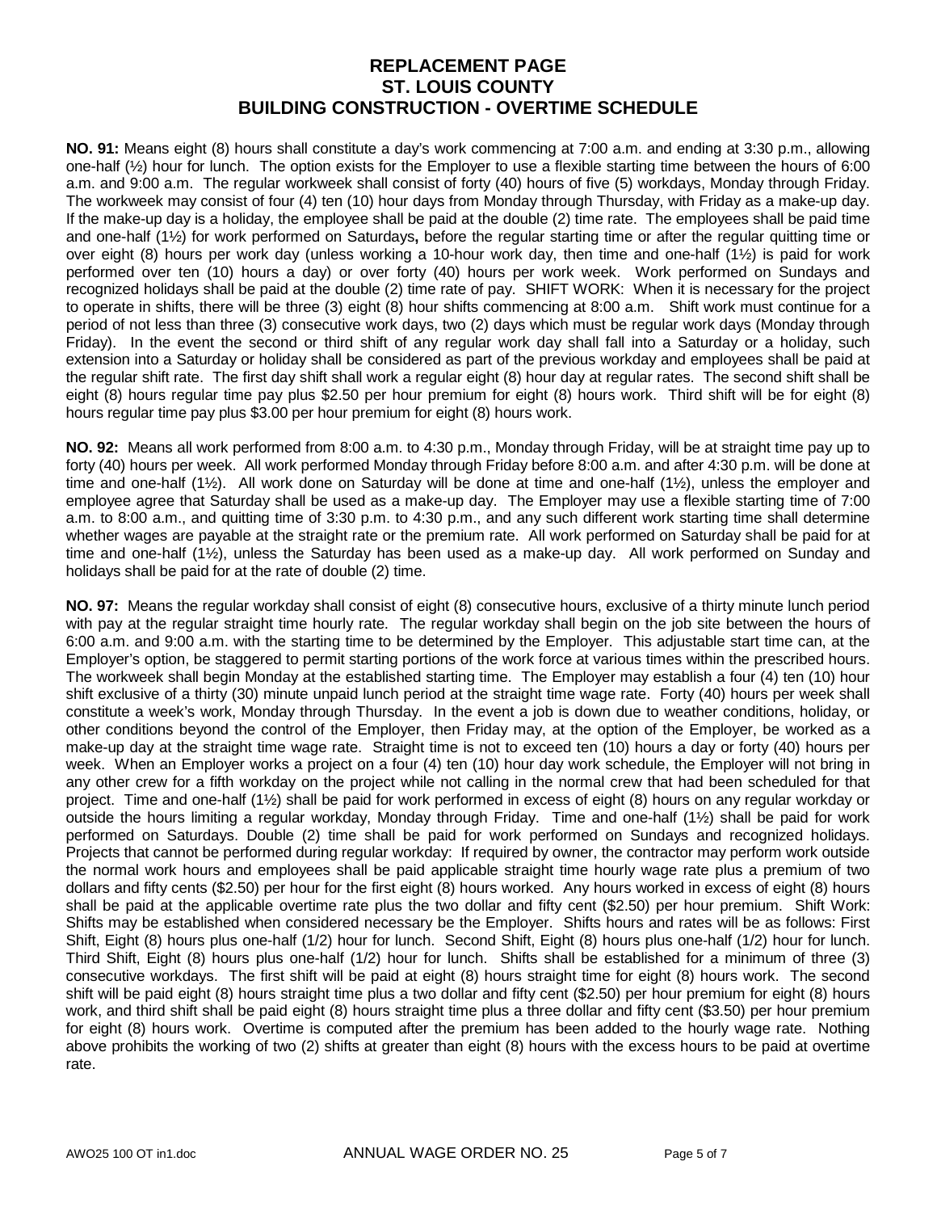# REPLACEMENT PAGE
# ST. LOUIS COUNTY
# BUILDING CONSTRUCTION - OVERTIME SCHEDULE

**NO. 91:** Means eight (8) hours shall constitute a day's work commencing at 7:00 a.m. and ending at 3:30 p.m., allowing one-half (½) hour for lunch. The option exists for the Employer to use a flexible starting time between the hours of 6:00 a.m. and 9:00 a.m. The regular workweek shall consist of forty (40) hours of five (5) workdays, Monday through Friday. The workweek may consist of four (4) ten (10) hour days from Monday through Thursday, with Friday as a make-up day. If the make-up day is a holiday, the employee shall be paid at the double (2) time rate. The employees shall be paid time and one-half (1½) for work performed on Saturdays**,** before the regular starting time or after the regular quitting time or over eight (8) hours per work day (unless working a 10-hour work day, then time and one-half (1½) is paid for work performed over ten (10) hours a day) or over forty (40) hours per work week. Work performed on Sundays and recognized holidays shall be paid at the double (2) time rate of pay. SHIFT WORK: When it is necessary for the project to operate in shifts, there will be three (3) eight (8) hour shifts commencing at 8:00 a.m. Shift work must continue for a period of not less than three (3) consecutive work days, two (2) days which must be regular work days (Monday through Friday). In the event the second or third shift of any regular work day shall fall into a Saturday or a holiday, such extension into a Saturday or holiday shall be considered as part of the previous workday and employees shall be paid at the regular shift rate. The first day shift shall work a regular eight (8) hour day at regular rates. The second shift shall be eight (8) hours regular time pay plus $2.50 per hour premium for eight (8) hours work. Third shift will be for eight (8) hours regular time pay plus $3.00 per hour premium for eight (8) hours work.

**NO. 92:** Means all work performed from 8:00 a.m. to 4:30 p.m., Monday through Friday, will be at straight time pay up to forty (40) hours per week. All work performed Monday through Friday before 8:00 a.m. and after 4:30 p.m. will be done at time and one-half (1½). All work done on Saturday will be done at time and one-half (1½), unless the employer and employee agree that Saturday shall be used as a make-up day. The Employer may use a flexible starting time of 7:00 a.m. to 8:00 a.m., and quitting time of 3:30 p.m. to 4:30 p.m., and any such different work starting time shall determine whether wages are payable at the straight rate or the premium rate. All work performed on Saturday shall be paid for at time and one-half (1½), unless the Saturday has been used as a make-up day. All work performed on Sunday and holidays shall be paid for at the rate of double (2) time.

**NO. 97:** Means the regular workday shall consist of eight (8) consecutive hours, exclusive of a thirty minute lunch period with pay at the regular straight time hourly rate. The regular workday shall begin on the job site between the hours of 6:00 a.m. and 9:00 a.m. with the starting time to be determined by the Employer. This adjustable start time can, at the Employer's option, be staggered to permit starting portions of the work force at various times within the prescribed hours. The workweek shall begin Monday at the established starting time. The Employer may establish a four (4) ten (10) hour shift exclusive of a thirty (30) minute unpaid lunch period at the straight time wage rate. Forty (40) hours per week shall constitute a week's work, Monday through Thursday. In the event a job is down due to weather conditions, holiday, or other conditions beyond the control of the Employer, then Friday may, at the option of the Employer, be worked as a make-up day at the straight time wage rate. Straight time is not to exceed ten (10) hours a day or forty (40) hours per week. When an Employer works a project on a four (4) ten (10) hour day work schedule, the Employer will not bring in any other crew for a fifth workday on the project while not calling in the normal crew that had been scheduled for that project. Time and one-half (1½) shall be paid for work performed in excess of eight (8) hours on any regular workday or outside the hours limiting a regular workday, Monday through Friday. Time and one-half (1½) shall be paid for work performed on Saturdays. Double (2) time shall be paid for work performed on Sundays and recognized holidays. Projects that cannot be performed during regular workday: If required by owner, the contractor may perform work outside the normal work hours and employees shall be paid applicable straight time hourly wage rate plus a premium of two dollars and fifty cents ($2.50) per hour for the first eight (8) hours worked. Any hours worked in excess of eight (8) hours shall be paid at the applicable overtime rate plus the two dollar and fifty cent ($2.50) per hour premium. Shift Work: Shifts may be established when considered necessary be the Employer. Shifts hours and rates will be as follows: First Shift, Eight (8) hours plus one-half (1/2) hour for lunch. Second Shift, Eight (8) hours plus one-half (1/2) hour for lunch. Third Shift, Eight (8) hours plus one-half (1/2) hour for lunch. Shifts shall be established for a minimum of three (3) consecutive workdays. The first shift will be paid at eight (8) hours straight time for eight (8) hours work. The second shift will be paid eight (8) hours straight time plus a two dollar and fifty cent ($2.50) per hour premium for eight (8) hours work, and third shift shall be paid eight (8) hours straight time plus a three dollar and fifty cent ($3.50) per hour premium for eight (8) hours work. Overtime is computed after the premium has been added to the hourly wage rate. Nothing above prohibits the working of two (2) shifts at greater than eight (8) hours with the excess hours to be paid at overtime rate.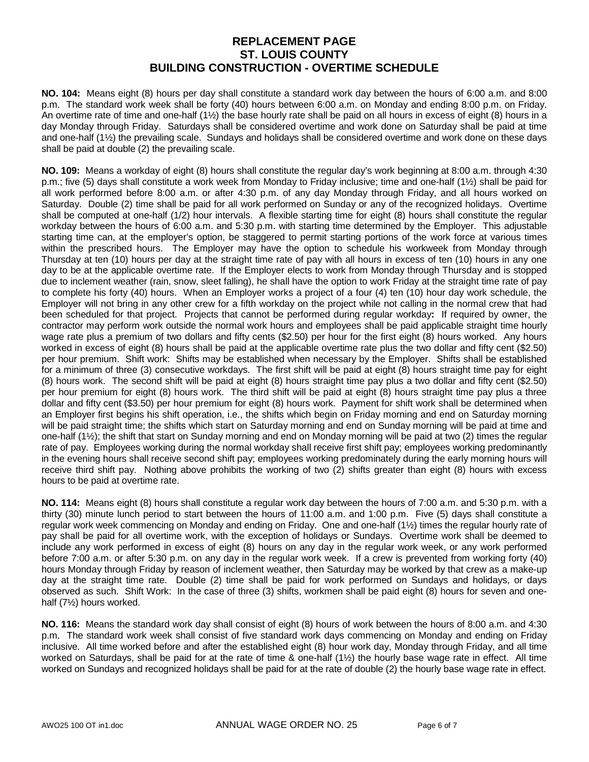# REPLACEMENT PAGE
# ST. LOUIS COUNTY
# BUILDING CONSTRUCTION - OVERTIME SCHEDULE

**NO. 104:** Means eight (8) hours per day shall constitute a standard work day between the hours of 6:00 a.m. and 8:00 p.m. The standard work week shall be forty (40) hours between 6:00 a.m. on Monday and ending 8:00 p.m. on Friday. An overtime rate of time and one-half (1½) the base hourly rate shall be paid on all hours in excess of eight (8) hours in a day Monday through Friday. Saturdays shall be considered overtime and work done on Saturday shall be paid at time and one-half (1½) the prevailing scale. Sundays and holidays shall be considered overtime and work done on these days shall be paid at double (2) the prevailing scale.

**NO. 109:** Means a workday of eight (8) hours shall constitute the regular day's work beginning at 8:00 a.m. through 4:30 p.m.; five (5) days shall constitute a work week from Monday to Friday inclusive; time and one-half (1½) shall be paid for all work performed before 8:00 a.m. or after 4:30 p.m. of any day Monday through Friday, and all hours worked on Saturday. Double (2) time shall be paid for all work performed on Sunday or any of the recognized holidays. Overtime shall be computed at one-half (1/2) hour intervals. A flexible starting time for eight (8) hours shall constitute the regular workday between the hours of 6:00 a.m. and 5:30 p.m. with starting time determined by the Employer. This adjustable starting time can, at the employer's option, be staggered to permit starting portions of the work force at various times within the prescribed hours. The Employer may have the option to schedule his workweek from Monday through Thursday at ten (10) hours per day at the straight time rate of pay with all hours in excess of ten (10) hours in any one day to be at the applicable overtime rate. If the Employer elects to work from Monday through Thursday and is stopped due to inclement weather (rain, snow, sleet falling), he shall have the option to work Friday at the straight time rate of pay to complete his forty (40) hours. When an Employer works a project of a four (4) ten (10) hour day work schedule, the Employer will not bring in any other crew for a fifth workday on the project while not calling in the normal crew that had been scheduled for that project. Projects that cannot be performed during regular workday**:** If required by owner, the contractor may perform work outside the normal work hours and employees shall be paid applicable straight time hourly wage rate plus a premium of two dollars and fifty cents ($2.50) per hour for the first eight (8) hours worked. Any hours worked in excess of eight (8) hours shall be paid at the applicable overtime rate plus the two dollar and fifty cent ($2.50) per hour premium. Shift work: Shifts may be established when necessary by the Employer. Shifts shall be established for a minimum of three (3) consecutive workdays. The first shift will be paid at eight (8) hours straight time pay for eight (8) hours work. The second shift will be paid at eight (8) hours straight time pay plus a two dollar and fifty cent ($2.50) per hour premium for eight (8) hours work. The third shift will be paid at eight (8) hours straight time pay plus a three dollar and fifty cent ($3.50) per hour premium for eight (8) hours work. Payment for shift work shall be determined when an Employer first begins his shift operation, i.e., the shifts which begin on Friday morning and end on Saturday morning will be paid straight time; the shifts which start on Saturday morning and end on Sunday morning will be paid at time and one-half (1½); the shift that start on Sunday morning and end on Monday morning will be paid at two (2) times the regular rate of pay. Employees working during the normal workday shall receive first shift pay; employees working predominantly in the evening hours shall receive second shift pay; employees working predominately during the early morning hours will receive third shift pay. Nothing above prohibits the working of two (2) shifts greater than eight (8) hours with excess hours to be paid at overtime rate.

**NO. 114:** Means eight (8) hours shall constitute a regular work day between the hours of 7:00 a.m. and 5:30 p.m. with a thirty (30) minute lunch period to start between the hours of 11:00 a.m. and 1:00 p.m. Five (5) days shall constitute a regular work week commencing on Monday and ending on Friday. One and one-half (1½) times the regular hourly rate of pay shall be paid for all overtime work, with the exception of holidays or Sundays. Overtime work shall be deemed to include any work performed in excess of eight (8) hours on any day in the regular work week, or any work performed before 7:00 a.m. or after 5:30 p.m. on any day in the regular work week. If a crew is prevented from working forty (40) hours Monday through Friday by reason of inclement weather, then Saturday may be worked by that crew as a make-up day at the straight time rate. Double (2) time shall be paid for work performed on Sundays and holidays, or days observed as such. Shift Work: In the case of three (3) shifts, workmen shall be paid eight (8) hours for seven and one-half (7½) hours worked.

**NO. 116:** Means the standard work day shall consist of eight (8) hours of work between the hours of 8:00 a.m. and 4:30 p.m. The standard work week shall consist of five standard work days commencing on Monday and ending on Friday inclusive. All time worked before and after the established eight (8) hour work day, Monday through Friday, and all time worked on Saturdays, shall be paid for at the rate of time & one-half (1½) the hourly base wage rate in effect. All time worked on Sundays and recognized holidays shall be paid for at the rate of double (2) the hourly base wage rate in effect.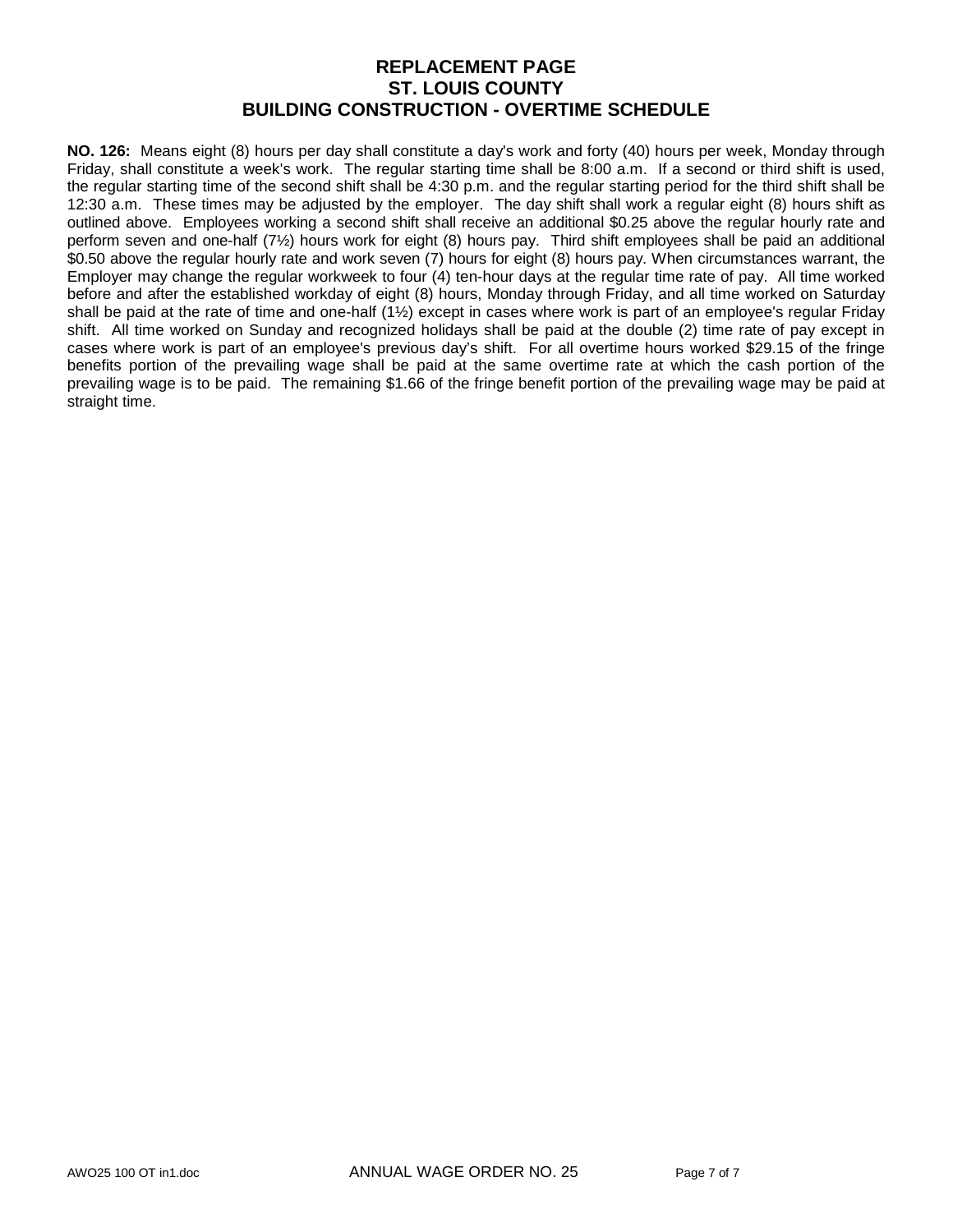# REPLACEMENT PAGE
# ST. LOUIS COUNTY
# BUILDING CONSTRUCTION - OVERTIME SCHEDULE

**NO. 126:** Means eight (8) hours per day shall constitute a day's work and forty (40) hours per week, Monday through Friday, shall constitute a week's work. The regular starting time shall be 8:00 a.m. If a second or third shift is used, the regular starting time of the second shift shall be 4:30 p.m. and the regular starting period for the third shift shall be 12:30 a.m. These times may be adjusted by the employer. The day shift shall work a regular eight (8) hours shift as outlined above. Employees working a second shift shall receive an additional $0.25 above the regular hourly rate and perform seven and one-half (7½) hours work for eight (8) hours pay. Third shift employees shall be paid an additional $0.50 above the regular hourly rate and work seven (7) hours for eight (8) hours pay. When circumstances warrant, the Employer may change the regular workweek to four (4) ten-hour days at the regular time rate of pay. All time worked before and after the established workday of eight (8) hours, Monday through Friday, and all time worked on Saturday shall be paid at the rate of time and one-half (1½) except in cases where work is part of an employee's regular Friday shift. All time worked on Sunday and recognized holidays shall be paid at the double (2) time rate of pay except in cases where work is part of an employee's previous day's shift. For all overtime hours worked $29.15 of the fringe benefits portion of the prevailing wage shall be paid at the same overtime rate at which the cash portion of the prevailing wage is to be paid. The remaining $1.66 of the fringe benefit portion of the prevailing wage may be paid at straight time.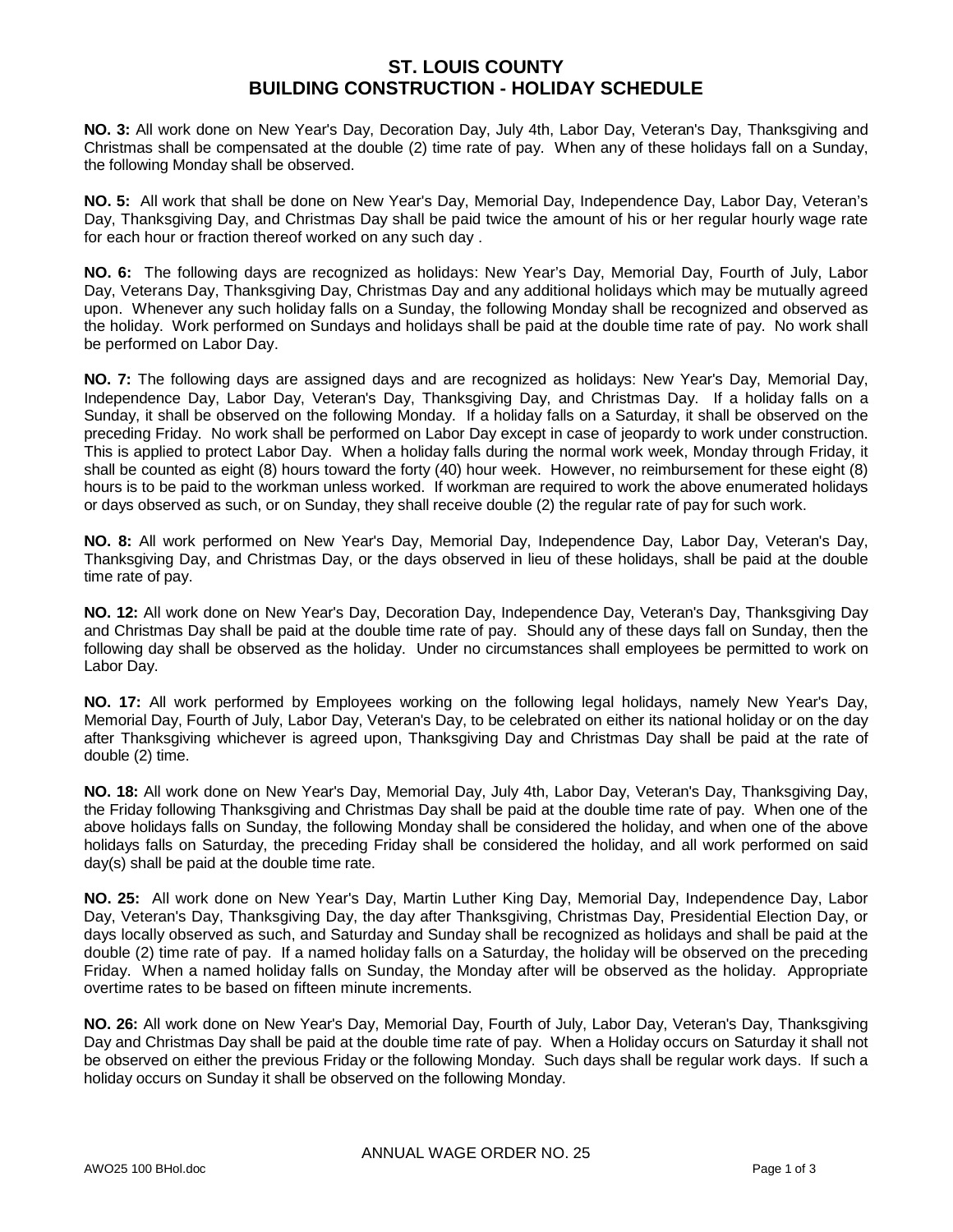# ST. LOUIS COUNTY
# BUILDING CONSTRUCTION - HOLIDAY SCHEDULE

**NO. 3:** All work done on New Year's Day, Decoration Day, July 4th, Labor Day, Veteran's Day, Thanksgiving and Christmas shall be compensated at the double (2) time rate of pay. When any of these holidays fall on a Sunday, the following Monday shall be observed.

**NO. 5:** All work that shall be done on New Year's Day, Memorial Day, Independence Day, Labor Day, Veteran's Day, Thanksgiving Day, and Christmas Day shall be paid twice the amount of his or her regular hourly wage rate for each hour or fraction thereof worked on any such day .

**NO. 6:** The following days are recognized as holidays: New Year's Day, Memorial Day, Fourth of July, Labor Day, Veterans Day, Thanksgiving Day, Christmas Day and any additional holidays which may be mutually agreed upon. Whenever any such holiday falls on a Sunday, the following Monday shall be recognized and observed as the holiday. Work performed on Sundays and holidays shall be paid at the double time rate of pay. No work shall be performed on Labor Day.

**NO. 7:** The following days are assigned days and are recognized as holidays: New Year's Day, Memorial Day, Independence Day, Labor Day, Veteran's Day, Thanksgiving Day, and Christmas Day. If a holiday falls on a Sunday, it shall be observed on the following Monday. If a holiday falls on a Saturday, it shall be observed on the preceding Friday. No work shall be performed on Labor Day except in case of jeopardy to work under construction. This is applied to protect Labor Day. When a holiday falls during the normal work week, Monday through Friday, it shall be counted as eight (8) hours toward the forty (40) hour week. However, no reimbursement for these eight (8) hours is to be paid to the workman unless worked. If workman are required to work the above enumerated holidays or days observed as such, or on Sunday, they shall receive double (2) the regular rate of pay for such work.

**NO. 8:** All work performed on New Year's Day, Memorial Day, Independence Day, Labor Day, Veteran's Day, Thanksgiving Day, and Christmas Day, or the days observed in lieu of these holidays, shall be paid at the double time rate of pay.

**NO. 12:** All work done on New Year's Day, Decoration Day, Independence Day, Veteran's Day, Thanksgiving Day and Christmas Day shall be paid at the double time rate of pay. Should any of these days fall on Sunday, then the following day shall be observed as the holiday. Under no circumstances shall employees be permitted to work on Labor Day.

**NO. 17:** All work performed by Employees working on the following legal holidays, namely New Year's Day, Memorial Day, Fourth of July, Labor Day, Veteran's Day, to be celebrated on either its national holiday or on the day after Thanksgiving whichever is agreed upon, Thanksgiving Day and Christmas Day shall be paid at the rate of double (2) time.

**NO. 18:** All work done on New Year's Day, Memorial Day, July 4th, Labor Day, Veteran's Day, Thanksgiving Day, the Friday following Thanksgiving and Christmas Day shall be paid at the double time rate of pay. When one of the above holidays falls on Sunday, the following Monday shall be considered the holiday, and when one of the above holidays falls on Saturday, the preceding Friday shall be considered the holiday, and all work performed on said day(s) shall be paid at the double time rate.

**NO. 25:** All work done on New Year's Day, Martin Luther King Day, Memorial Day, Independence Day, Labor Day, Veteran's Day, Thanksgiving Day, the day after Thanksgiving, Christmas Day, Presidential Election Day, or days locally observed as such, and Saturday and Sunday shall be recognized as holidays and shall be paid at the double (2) time rate of pay. If a named holiday falls on a Saturday, the holiday will be observed on the preceding Friday. When a named holiday falls on Sunday, the Monday after will be observed as the holiday. Appropriate overtime rates to be based on fifteen minute increments.

**NO. 26:** All work done on New Year's Day, Memorial Day, Fourth of July, Labor Day, Veteran's Day, Thanksgiving Day and Christmas Day shall be paid at the double time rate of pay. When a Holiday occurs on Saturday it shall not be observed on either the previous Friday or the following Monday. Such days shall be regular work days. If such a holiday occurs on Sunday it shall be observed on the following Monday.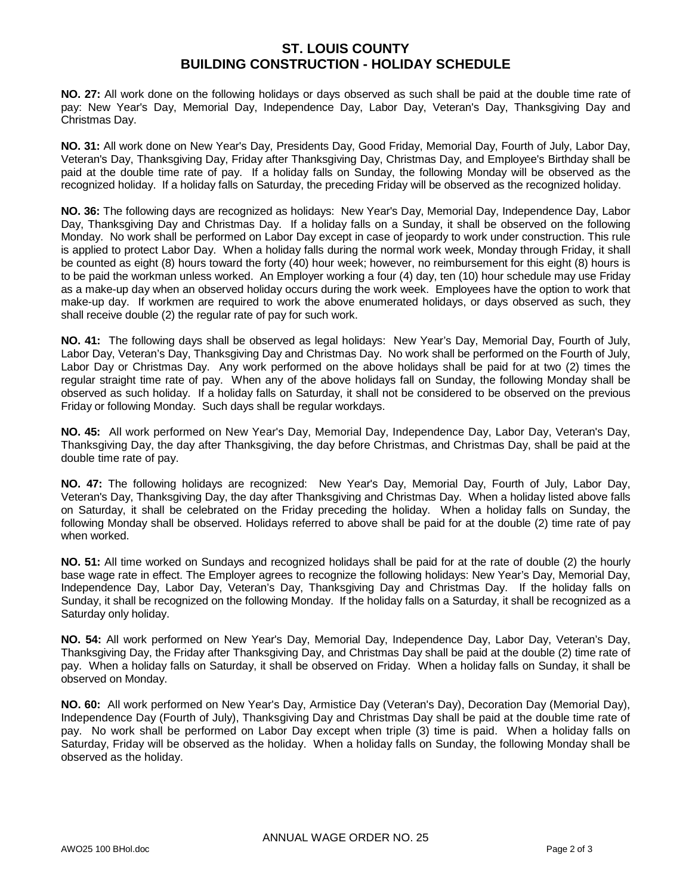# ST. LOUIS COUNTY
# BUILDING CONSTRUCTION - HOLIDAY SCHEDULE

**NO. 27:** All work done on the following holidays or days observed as such shall be paid at the double time rate of pay: New Year's Day, Memorial Day, Independence Day, Labor Day, Veteran's Day, Thanksgiving Day and Christmas Day.

**NO. 31:** All work done on New Year's Day, Presidents Day, Good Friday, Memorial Day, Fourth of July, Labor Day, Veteran's Day, Thanksgiving Day, Friday after Thanksgiving Day, Christmas Day, and Employee's Birthday shall be paid at the double time rate of pay. If a holiday falls on Sunday, the following Monday will be observed as the recognized holiday. If a holiday falls on Saturday, the preceding Friday will be observed as the recognized holiday.

**NO. 36:** The following days are recognized as holidays: New Year's Day, Memorial Day, Independence Day, Labor Day, Thanksgiving Day and Christmas Day. If a holiday falls on a Sunday, it shall be observed on the following Monday. No work shall be performed on Labor Day except in case of jeopardy to work under construction. This rule is applied to protect Labor Day. When a holiday falls during the normal work week, Monday through Friday, it shall be counted as eight (8) hours toward the forty (40) hour week; however, no reimbursement for this eight (8) hours is to be paid the workman unless worked. An Employer working a four (4) day, ten (10) hour schedule may use Friday as a make-up day when an observed holiday occurs during the work week. Employees have the option to work that make-up day. If workmen are required to work the above enumerated holidays, or days observed as such, they shall receive double (2) the regular rate of pay for such work.

**NO. 41:** The following days shall be observed as legal holidays: New Year's Day, Memorial Day, Fourth of July, Labor Day, Veteran's Day, Thanksgiving Day and Christmas Day. No work shall be performed on the Fourth of July, Labor Day or Christmas Day. Any work performed on the above holidays shall be paid for at two (2) times the regular straight time rate of pay. When any of the above holidays fall on Sunday, the following Monday shall be observed as such holiday. If a holiday falls on Saturday, it shall not be considered to be observed on the previous Friday or following Monday. Such days shall be regular workdays.

**NO. 45:** All work performed on New Year's Day, Memorial Day, Independence Day, Labor Day, Veteran's Day, Thanksgiving Day, the day after Thanksgiving, the day before Christmas, and Christmas Day, shall be paid at the double time rate of pay.

**NO. 47:** The following holidays are recognized: New Year's Day, Memorial Day, Fourth of July, Labor Day, Veteran's Day, Thanksgiving Day, the day after Thanksgiving and Christmas Day. When a holiday listed above falls on Saturday, it shall be celebrated on the Friday preceding the holiday. When a holiday falls on Sunday, the following Monday shall be observed. Holidays referred to above shall be paid for at the double (2) time rate of pay when worked.

**NO. 51:** All time worked on Sundays and recognized holidays shall be paid for at the rate of double (2) the hourly base wage rate in effect. The Employer agrees to recognize the following holidays: New Year's Day, Memorial Day, Independence Day, Labor Day, Veteran's Day, Thanksgiving Day and Christmas Day. If the holiday falls on Sunday, it shall be recognized on the following Monday. If the holiday falls on a Saturday, it shall be recognized as a Saturday only holiday.

**NO. 54:** All work performed on New Year's Day, Memorial Day, Independence Day, Labor Day, Veteran's Day, Thanksgiving Day, the Friday after Thanksgiving Day, and Christmas Day shall be paid at the double (2) time rate of pay. When a holiday falls on Saturday, it shall be observed on Friday. When a holiday falls on Sunday, it shall be observed on Monday.

**NO. 60:** All work performed on New Year's Day, Armistice Day (Veteran's Day), Decoration Day (Memorial Day), Independence Day (Fourth of July), Thanksgiving Day and Christmas Day shall be paid at the double time rate of pay. No work shall be performed on Labor Day except when triple (3) time is paid. When a holiday falls on Saturday, Friday will be observed as the holiday. When a holiday falls on Sunday, the following Monday shall be observed as the holiday.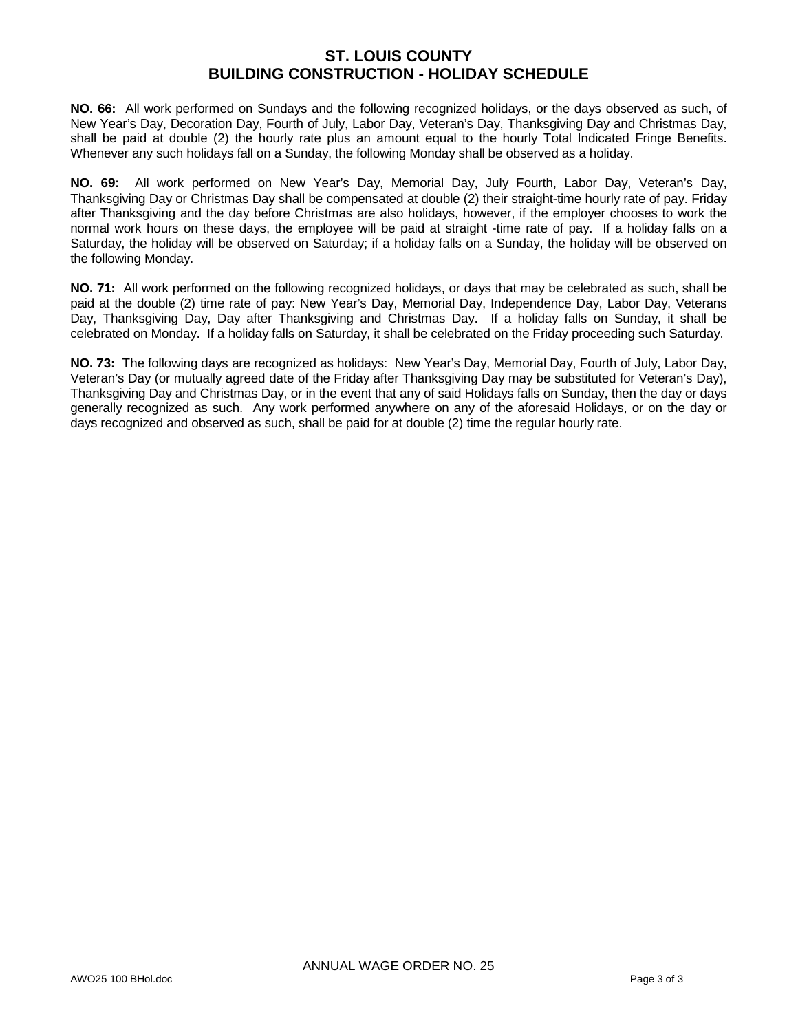# ST. LOUIS COUNTY
# BUILDING CONSTRUCTION - HOLIDAY SCHEDULE

**NO. 66:** All work performed on Sundays and the following recognized holidays, or the days observed as such, of New Year's Day, Decoration Day, Fourth of July, Labor Day, Veteran's Day, Thanksgiving Day and Christmas Day, shall be paid at double (2) the hourly rate plus an amount equal to the hourly Total Indicated Fringe Benefits. Whenever any such holidays fall on a Sunday, the following Monday shall be observed as a holiday.

**NO. 69:** All work performed on New Year's Day, Memorial Day, July Fourth, Labor Day, Veteran's Day, Thanksgiving Day or Christmas Day shall be compensated at double (2) their straight-time hourly rate of pay. Friday after Thanksgiving and the day before Christmas are also holidays, however, if the employer chooses to work the normal work hours on these days, the employee will be paid at straight -time rate of pay. If a holiday falls on a Saturday, the holiday will be observed on Saturday; if a holiday falls on a Sunday, the holiday will be observed on the following Monday.

**NO. 71:** All work performed on the following recognized holidays, or days that may be celebrated as such, shall be paid at the double (2) time rate of pay: New Year's Day, Memorial Day, Independence Day, Labor Day, Veterans Day, Thanksgiving Day, Day after Thanksgiving and Christmas Day. If a holiday falls on Sunday, it shall be celebrated on Monday. If a holiday falls on Saturday, it shall be celebrated on the Friday proceeding such Saturday.

**NO. 73:** The following days are recognized as holidays: New Year's Day, Memorial Day, Fourth of July, Labor Day, Veteran's Day (or mutually agreed date of the Friday after Thanksgiving Day may be substituted for Veteran's Day), Thanksgiving Day and Christmas Day, or in the event that any of said Holidays falls on Sunday, then the day or days generally recognized as such. Any work performed anywhere on any of the aforesaid Holidays, or on the day or days recognized and observed as such, shall be paid for at double (2) time the regular hourly rate.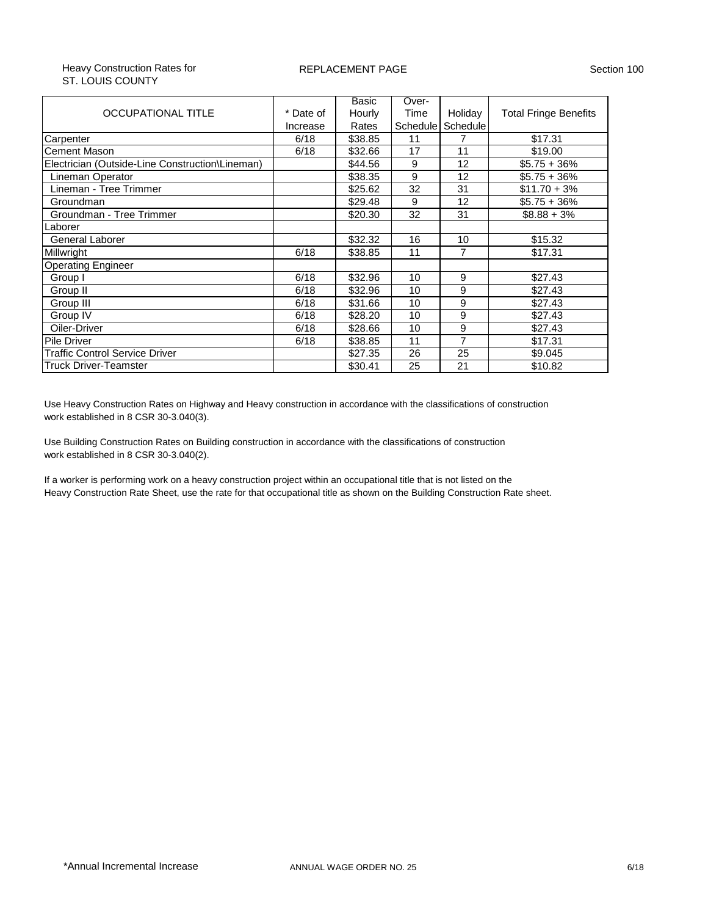Heavy Construction Rates for
ST. LOUIS COUNTY

REPLACEMENT PAGE

Section 100

| OCCUPATIONAL TITLE | * Date of Increase | Basic Hourly Rates | Over-Time Schedule | Holiday Schedule | Total Fringe Benefits |
|---|---|---|---|---|---|
| Carpenter | 6/18 | $38.85 | 11 | 7 | $17.31 |
| Cement Mason | 6/18 | $32.66 | 17 | 11 | $19.00 |
| Electrician (Outside-Line Construction\Lineman) | | $44.56 | 9 | 12 | $5.75 + 36% |
| Lineman Operator | | $38.35 | 9 | 12 | $5.75 + 36% |
| Lineman - Tree Trimmer | | $25.62 | 32 | 31 | $11.70 + 3% |
| Groundman | | $29.48 | 9 | 12 | $5.75 + 36% |
| Groundman - Tree Trimmer | | $20.30 | 32 | 31 | $8.88 + 3% |
| Laborer | | | | | |
| General Laborer | | $32.32 | 16 | 10 | $15.32 |
| Millwright | 6/18 | $38.85 | 11 | 7 | $17.31 |
| Operating Engineer | | | | | |
| Group I | 6/18 | $32.96 | 10 | 9 | $27.43 |
| Group II | 6/18 | $32.96 | 10 | 9 | $27.43 |
| Group III | 6/18 | $31.66 | 10 | 9 | $27.43 |
| Group IV | 6/18 | $28.20 | 10 | 9 | $27.43 |
| Oiler-Driver | 6/18 | $28.66 | 10 | 9 | $27.43 |
| Pile Driver | 6/18 | $38.85 | 11 | 7 | $17.31 |
| Traffic Control Service Driver | | $27.35 | 26 | 25 | $9.045 |
| Truck Driver-Teamster | | $30.41 | 25 | 21 | $10.82 |

Use Heavy Construction Rates on Highway and Heavy construction in accordance with the classifications of construction work established in 8 CSR 30-3.040(3).

Use Building Construction Rates on Building construction in accordance with the classifications of construction work established in 8 CSR 30-3.040(2).

If a worker is performing work on a heavy construction project within an occupational title that is not listed on the Heavy Construction Rate Sheet, use the rate for that occupational title as shown on the Building Construction Rate sheet.

*Annual Incremental Increase

ANNUAL WAGE ORDER NO. 25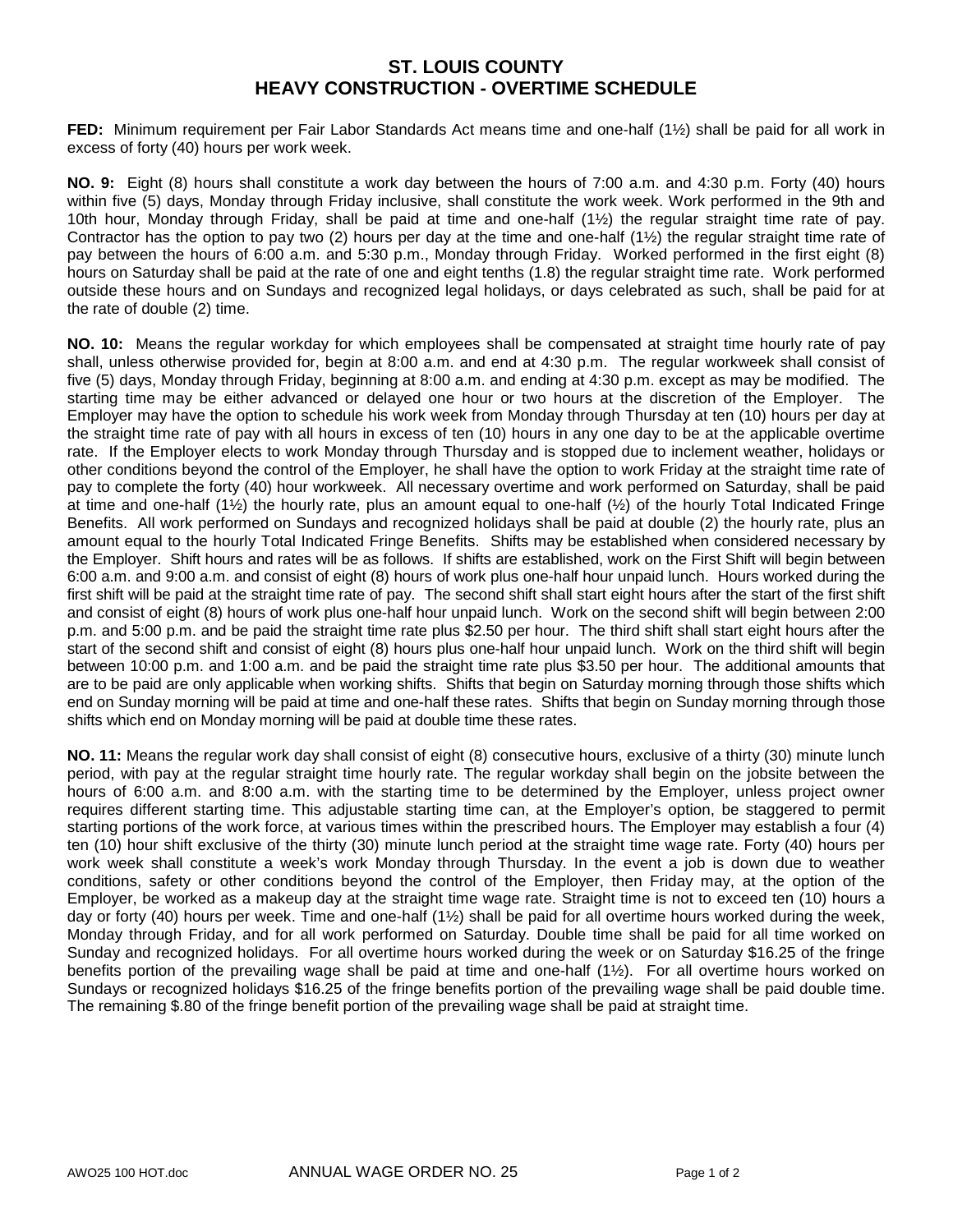# ST. LOUIS COUNTY
# HEAVY CONSTRUCTION - OVERTIME SCHEDULE

**FED:** Minimum requirement per Fair Labor Standards Act means time and one-half (1½) shall be paid for all work in excess of forty (40) hours per work week.

**NO. 9:** Eight (8) hours shall constitute a work day between the hours of 7:00 a.m. and 4:30 p.m. Forty (40) hours within five (5) days, Monday through Friday inclusive, shall constitute the work week. Work performed in the 9th and 10th hour, Monday through Friday, shall be paid at time and one-half (1½) the regular straight time rate of pay. Contractor has the option to pay two (2) hours per day at the time and one-half (1½) the regular straight time rate of pay between the hours of 6:00 a.m. and 5:30 p.m., Monday through Friday. Worked performed in the first eight (8) hours on Saturday shall be paid at the rate of one and eight tenths (1.8) the regular straight time rate. Work performed outside these hours and on Sundays and recognized legal holidays, or days celebrated as such, shall be paid for at the rate of double (2) time.

**NO. 10:** Means the regular workday for which employees shall be compensated at straight time hourly rate of pay shall, unless otherwise provided for, begin at 8:00 a.m. and end at 4:30 p.m. The regular workweek shall consist of five (5) days, Monday through Friday, beginning at 8:00 a.m. and ending at 4:30 p.m. except as may be modified. The starting time may be either advanced or delayed one hour or two hours at the discretion of the Employer. The Employer may have the option to schedule his work week from Monday through Thursday at ten (10) hours per day at the straight time rate of pay with all hours in excess of ten (10) hours in any one day to be at the applicable overtime rate. If the Employer elects to work Monday through Thursday and is stopped due to inclement weather, holidays or other conditions beyond the control of the Employer, he shall have the option to work Friday at the straight time rate of pay to complete the forty (40) hour workweek. All necessary overtime and work performed on Saturday, shall be paid at time and one-half (1½) the hourly rate, plus an amount equal to one-half (½) of the hourly Total Indicated Fringe Benefits. All work performed on Sundays and recognized holidays shall be paid at double (2) the hourly rate, plus an amount equal to the hourly Total Indicated Fringe Benefits. Shifts may be established when considered necessary by the Employer. Shift hours and rates will be as follows. If shifts are established, work on the First Shift will begin between 6:00 a.m. and 9:00 a.m. and consist of eight (8) hours of work plus one-half hour unpaid lunch. Hours worked during the first shift will be paid at the straight time rate of pay. The second shift shall start eight hours after the start of the first shift and consist of eight (8) hours of work plus one-half hour unpaid lunch. Work on the second shift will begin between 2:00 p.m. and 5:00 p.m. and be paid the straight time rate plus $2.50 per hour. The third shift shall start eight hours after the start of the second shift and consist of eight (8) hours plus one-half hour unpaid lunch. Work on the third shift will begin between 10:00 p.m. and 1:00 a.m. and be paid the straight time rate plus $3.50 per hour. The additional amounts that are to be paid are only applicable when working shifts. Shifts that begin on Saturday morning through those shifts which end on Sunday morning will be paid at time and one-half these rates. Shifts that begin on Sunday morning through those shifts which end on Monday morning will be paid at double time these rates.

**NO. 11:** Means the regular work day shall consist of eight (8) consecutive hours, exclusive of a thirty (30) minute lunch period, with pay at the regular straight time hourly rate. The regular workday shall begin on the jobsite between the hours of 6:00 a.m. and 8:00 a.m. with the starting time to be determined by the Employer, unless project owner requires different starting time. This adjustable starting time can, at the Employer's option, be staggered to permit starting portions of the work force, at various times within the prescribed hours. The Employer may establish a four (4) ten (10) hour shift exclusive of the thirty (30) minute lunch period at the straight time wage rate. Forty (40) hours per work week shall constitute a week's work Monday through Thursday. In the event a job is down due to weather conditions, safety or other conditions beyond the control of the Employer, then Friday may, at the option of the Employer, be worked as a makeup day at the straight time wage rate. Straight time is not to exceed ten (10) hours a day or forty (40) hours per week. Time and one-half (1½) shall be paid for all overtime hours worked during the week, Monday through Friday, and for all work performed on Saturday. Double time shall be paid for all time worked on Sunday and recognized holidays. For all overtime hours worked during the week or on Saturday $16.25 of the fringe benefits portion of the prevailing wage shall be paid at time and one-half (1½). For all overtime hours worked on Sundays or recognized holidays $16.25 of the fringe benefits portion of the prevailing wage shall be paid double time. The remaining $.80 of the fringe benefit portion of the prevailing wage shall be paid at straight time.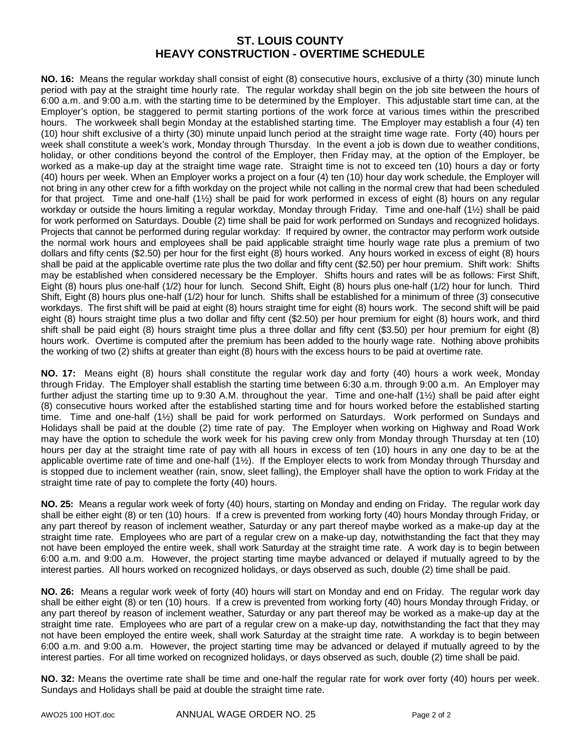# ST. LOUIS COUNTY
# HEAVY CONSTRUCTION - OVERTIME SCHEDULE

**NO. 16:** Means the regular workday shall consist of eight (8) consecutive hours, exclusive of a thirty (30) minute lunch period with pay at the straight time hourly rate. The regular workday shall begin on the job site between the hours of 6:00 a.m. and 9:00 a.m. with the starting time to be determined by the Employer. This adjustable start time can, at the Employer's option, be staggered to permit starting portions of the work force at various times within the prescribed hours. The workweek shall begin Monday at the established starting time. The Employer may establish a four (4) ten (10) hour shift exclusive of a thirty (30) minute unpaid lunch period at the straight time wage rate. Forty (40) hours per week shall constitute a week's work, Monday through Thursday. In the event a job is down due to weather conditions, holiday, or other conditions beyond the control of the Employer, then Friday may, at the option of the Employer, be worked as a make-up day at the straight time wage rate. Straight time is not to exceed ten (10) hours a day or forty (40) hours per week. When an Employer works a project on a four (4) ten (10) hour day work schedule, the Employer will not bring in any other crew for a fifth workday on the project while not calling in the normal crew that had been scheduled for that project. Time and one-half (1½) shall be paid for work performed in excess of eight (8) hours on any regular workday or outside the hours limiting a regular workday, Monday through Friday. Time and one-half (1½) shall be paid for work performed on Saturdays. Double (2) time shall be paid for work performed on Sundays and recognized holidays. Projects that cannot be performed during regular workday: If required by owner, the contractor may perform work outside the normal work hours and employees shall be paid applicable straight time hourly wage rate plus a premium of two dollars and fifty cents ($2.50) per hour for the first eight (8) hours worked. Any hours worked in excess of eight (8) hours shall be paid at the applicable overtime rate plus the two dollar and fifty cent ($2.50) per hour premium. Shift work: Shifts may be established when considered necessary be the Employer. Shifts hours and rates will be as follows: First Shift, Eight (8) hours plus one-half (1/2) hour for lunch. Second Shift, Eight (8) hours plus one-half (1/2) hour for lunch. Third Shift, Eight (8) hours plus one-half (1/2) hour for lunch. Shifts shall be established for a minimum of three (3) consecutive workdays. The first shift will be paid at eight (8) hours straight time for eight (8) hours work. The second shift will be paid eight (8) hours straight time plus a two dollar and fifty cent ($2.50) per hour premium for eight (8) hours work, and third shift shall be paid eight (8) hours straight time plus a three dollar and fifty cent ($3.50) per hour premium for eight (8) hours work. Overtime is computed after the premium has been added to the hourly wage rate. Nothing above prohibits the working of two (2) shifts at greater than eight (8) hours with the excess hours to be paid at overtime rate.

**NO. 17:** Means eight (8) hours shall constitute the regular work day and forty (40) hours a work week, Monday through Friday. The Employer shall establish the starting time between 6:30 a.m. through 9:00 a.m. An Employer may further adjust the starting time up to 9:30 A.M. throughout the year. Time and one-half (1½) shall be paid after eight (8) consecutive hours worked after the established starting time and for hours worked before the established starting time. Time and one-half (1½) shall be paid for work performed on Saturdays. Work performed on Sundays and Holidays shall be paid at the double (2) time rate of pay. The Employer when working on Highway and Road Work may have the option to schedule the work week for his paving crew only from Monday through Thursday at ten (10) hours per day at the straight time rate of pay with all hours in excess of ten (10) hours in any one day to be at the applicable overtime rate of time and one-half (1½). If the Employer elects to work from Monday through Thursday and is stopped due to inclement weather (rain, snow, sleet falling), the Employer shall have the option to work Friday at the straight time rate of pay to complete the forty (40) hours.

**NO. 25:** Means a regular work week of forty (40) hours, starting on Monday and ending on Friday. The regular work day shall be either eight (8) or ten (10) hours. If a crew is prevented from working forty (40) hours Monday through Friday, or any part thereof by reason of inclement weather, Saturday or any part thereof maybe worked as a make-up day at the straight time rate. Employees who are part of a regular crew on a make-up day, notwithstanding the fact that they may not have been employed the entire week, shall work Saturday at the straight time rate. A work day is to begin between 6:00 a.m. and 9:00 a.m. However, the project starting time maybe advanced or delayed if mutually agreed to by the interest parties. All hours worked on recognized holidays, or days observed as such, double (2) time shall be paid.

**NO. 26:** Means a regular work week of forty (40) hours will start on Monday and end on Friday. The regular work day shall be either eight (8) or ten (10) hours. If a crew is prevented from working forty (40) hours Monday through Friday, or any part thereof by reason of inclement weather, Saturday or any part thereof may be worked as a make-up day at the straight time rate. Employees who are part of a regular crew on a make-up day, notwithstanding the fact that they may not have been employed the entire week, shall work Saturday at the straight time rate. A workday is to begin between 6:00 a.m. and 9:00 a.m. However, the project starting time may be advanced or delayed if mutually agreed to by the interest parties. For all time worked on recognized holidays, or days observed as such, double (2) time shall be paid.

**NO. 32:** Means the overtime rate shall be time and one-half the regular rate for work over forty (40) hours per week. Sundays and Holidays shall be paid at double the straight time rate.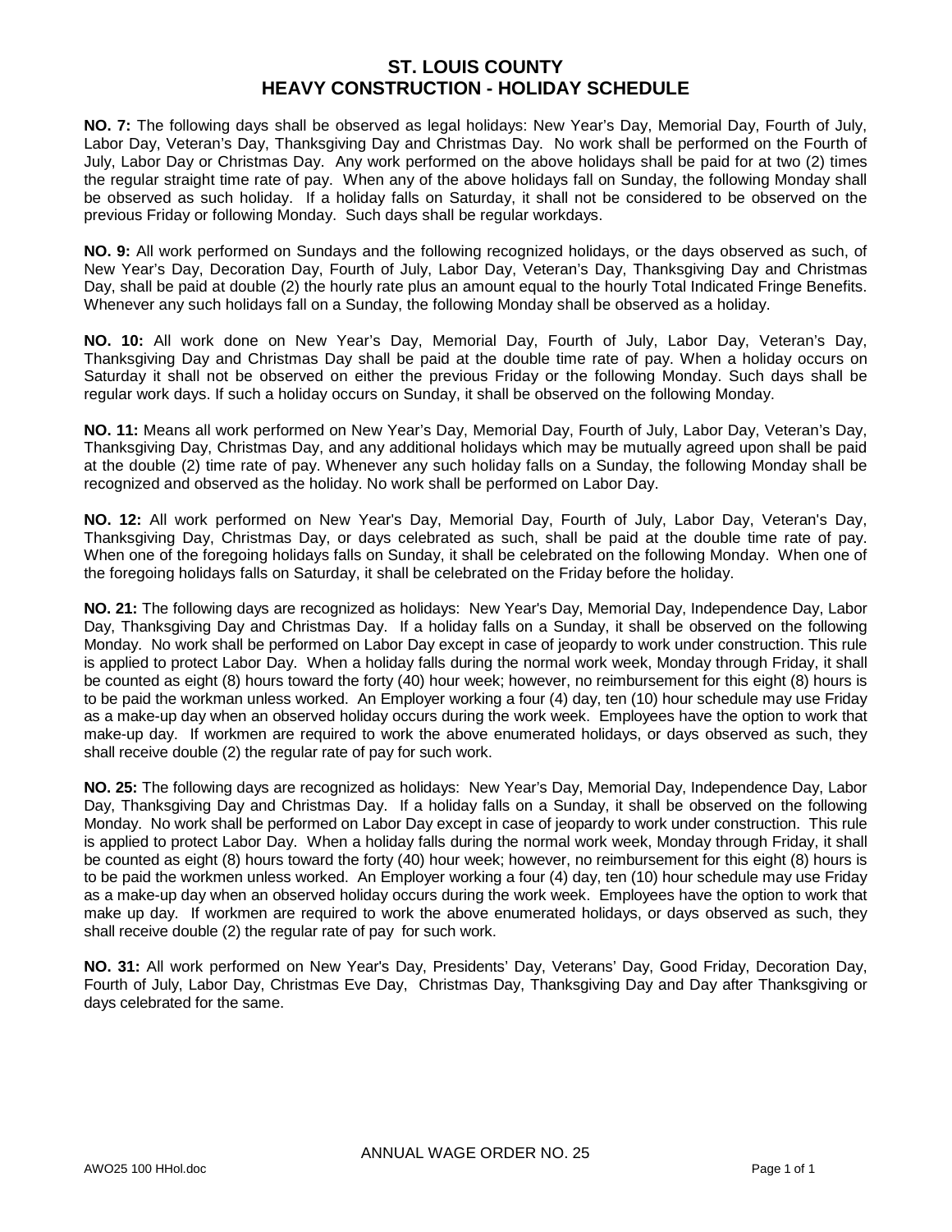# ST. LOUIS COUNTY
# HEAVY CONSTRUCTION - HOLIDAY SCHEDULE

**NO. 7:** The following days shall be observed as legal holidays: New Year's Day, Memorial Day, Fourth of July, Labor Day, Veteran's Day, Thanksgiving Day and Christmas Day. No work shall be performed on the Fourth of July, Labor Day or Christmas Day. Any work performed on the above holidays shall be paid for at two (2) times the regular straight time rate of pay. When any of the above holidays fall on Sunday, the following Monday shall be observed as such holiday. If a holiday falls on Saturday, it shall not be considered to be observed on the previous Friday or following Monday. Such days shall be regular workdays.

**NO. 9:** All work performed on Sundays and the following recognized holidays, or the days observed as such, of New Year's Day, Decoration Day, Fourth of July, Labor Day, Veteran's Day, Thanksgiving Day and Christmas Day, shall be paid at double (2) the hourly rate plus an amount equal to the hourly Total Indicated Fringe Benefits. Whenever any such holidays fall on a Sunday, the following Monday shall be observed as a holiday.

**NO. 10:** All work done on New Year's Day, Memorial Day, Fourth of July, Labor Day, Veteran's Day, Thanksgiving Day and Christmas Day shall be paid at the double time rate of pay. When a holiday occurs on Saturday it shall not be observed on either the previous Friday or the following Monday. Such days shall be regular work days. If such a holiday occurs on Sunday, it shall be observed on the following Monday.

**NO. 11:** Means all work performed on New Year's Day, Memorial Day, Fourth of July, Labor Day, Veteran's Day, Thanksgiving Day, Christmas Day, and any additional holidays which may be mutually agreed upon shall be paid at the double (2) time rate of pay. Whenever any such holiday falls on a Sunday, the following Monday shall be recognized and observed as the holiday. No work shall be performed on Labor Day.

**NO. 12:** All work performed on New Year's Day, Memorial Day, Fourth of July, Labor Day, Veteran's Day, Thanksgiving Day, Christmas Day, or days celebrated as such, shall be paid at the double time rate of pay. When one of the foregoing holidays falls on Sunday, it shall be celebrated on the following Monday. When one of the foregoing holidays falls on Saturday, it shall be celebrated on the Friday before the holiday.

**NO. 21:** The following days are recognized as holidays: New Year's Day, Memorial Day, Independence Day, Labor Day, Thanksgiving Day and Christmas Day. If a holiday falls on a Sunday, it shall be observed on the following Monday. No work shall be performed on Labor Day except in case of jeopardy to work under construction. This rule is applied to protect Labor Day. When a holiday falls during the normal work week, Monday through Friday, it shall be counted as eight (8) hours toward the forty (40) hour week; however, no reimbursement for this eight (8) hours is to be paid the workman unless worked. An Employer working a four (4) day, ten (10) hour schedule may use Friday as a make-up day when an observed holiday occurs during the work week. Employees have the option to work that make-up day. If workmen are required to work the above enumerated holidays, or days observed as such, they shall receive double (2) the regular rate of pay for such work.

**NO. 25:** The following days are recognized as holidays: New Year's Day, Memorial Day, Independence Day, Labor Day, Thanksgiving Day and Christmas Day. If a holiday falls on a Sunday, it shall be observed on the following Monday. No work shall be performed on Labor Day except in case of jeopardy to work under construction. This rule is applied to protect Labor Day. When a holiday falls during the normal work week, Monday through Friday, it shall be counted as eight (8) hours toward the forty (40) hour week; however, no reimbursement for this eight (8) hours is to be paid the workmen unless worked. An Employer working a four (4) day, ten (10) hour schedule may use Friday as a make-up day when an observed holiday occurs during the work week. Employees have the option to work that make up day. If workmen are required to work the above enumerated holidays, or days observed as such, they shall receive double (2) the regular rate of pay for such work.

**NO. 31:** All work performed on New Year's Day, Presidents' Day, Veterans' Day, Good Friday, Decoration Day, Fourth of July, Labor Day, Christmas Eve Day, Christmas Day, Thanksgiving Day and Day after Thanksgiving or days celebrated for the same.

ANNUAL WAGE ORDER NO. 25

AWO25 100 HHol.doc